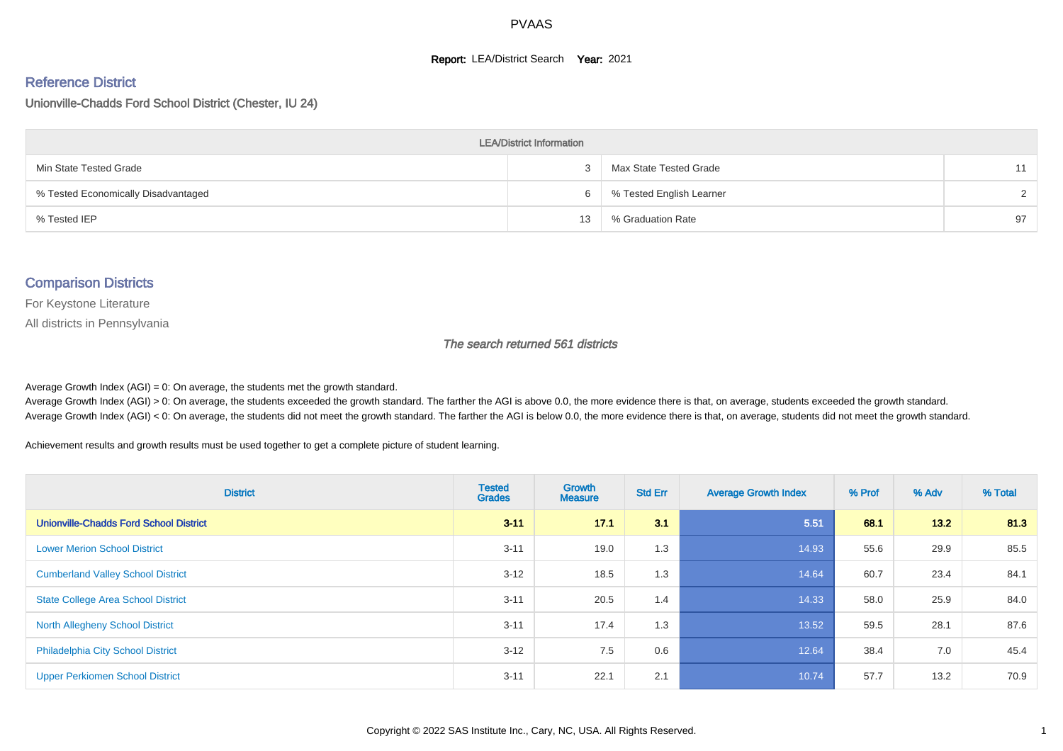# PVAAS

**Report:** LEA/District Search **Year:** 2021

## Reference District

Unionville-Chadds Ford School District (Chester, IU 24)

| LEA/District Information | | | |
|---|---|---|---|
| Min State Tested Grade | 3 | Max State Tested Grade | 11 |
| % Tested Economically Disadvantaged | 6 | % Tested English Learner | 2 |
| % Tested IEP | 13 | % Graduation Rate | 97 |

## Comparison Districts

For Keystone Literature

All districts in Pennsylvania

*The search returned 561 districts*

Average Growth Index (AGI) = 0: On average, the students met the growth standard.

Average Growth Index (AGI) > 0: On average, the students exceeded the growth standard. The farther the AGI is above 0.0, the more evidence there is that, on average, students exceeded the growth standard.

Average Growth Index (AGI) < 0: On average, the students did not meet the growth standard. The farther the AGI is below 0.0, the more evidence there is that, on average, students did not meet the growth standard.

Achievement results and growth results must be used together to get a complete picture of student learning.

| District | Tested Grades | Growth Measure | Std Err | Average Growth Index | % Prof | % Adv | % Total |
|---|---|---|---|---|---|---|---|
| **Unionville-Chadds Ford School District** | **3-11** | **17.1** | **3.1** | **5.51** | **68.1** | **13.2** | **81.3** |
| Lower Merion School District | 3-11 | 19.0 | 1.3 | 14.93 | 55.6 | 29.9 | 85.5 |
| Cumberland Valley School District | 3-12 | 18.5 | 1.3 | 14.64 | 60.7 | 23.4 | 84.1 |
| State College Area School District | 3-11 | 20.5 | 1.4 | 14.33 | 58.0 | 25.9 | 84.0 |
| North Allegheny School District | 3-11 | 17.4 | 1.3 | 13.52 | 59.5 | 28.1 | 87.6 |
| Philadelphia City School District | 3-12 | 7.5 | 0.6 | 12.64 | 38.4 | 7.0 | 45.4 |
| Upper Perkiomen School District | 3-11 | 22.1 | 2.1 | 10.74 | 57.7 | 13.2 | 70.9 |

Copyright © 2022 SAS Institute Inc., Cary, NC, USA. All Rights Reserved.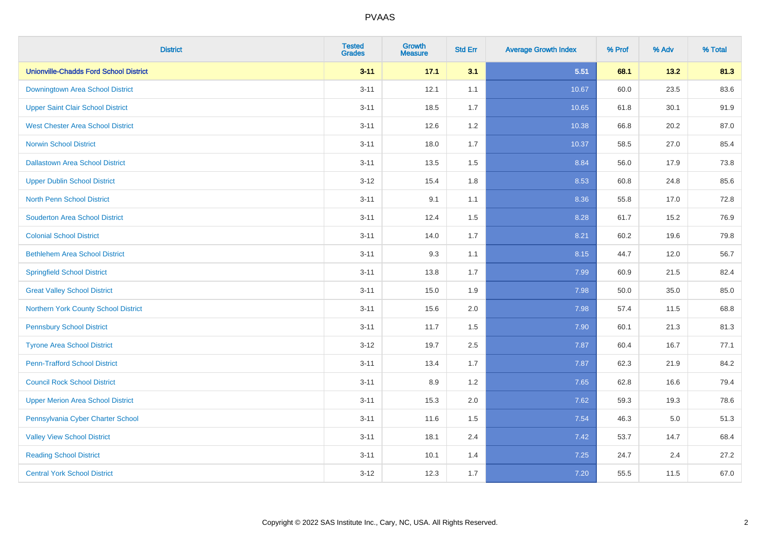# PVAAS

| District | Tested Grades | Growth Measure | Std Err | Average Growth Index | % Prof | % Adv | % Total |
|---|---|---|---|---|---|---|---|
| **Unionville-Chadds Ford School District** | **3-11** | **17.1** | **3.1** | **5.51** | **68.1** | **13.2** | **81.3** |
| Downingtown Area School District | 3-11 | 12.1 | 1.1 | 10.67 | 60.0 | 23.5 | 83.6 |
| Upper Saint Clair School District | 3-11 | 18.5 | 1.7 | 10.65 | 61.8 | 30.1 | 91.9 |
| West Chester Area School District | 3-11 | 12.6 | 1.2 | 10.38 | 66.8 | 20.2 | 87.0 |
| Norwin School District | 3-11 | 18.0 | 1.7 | 10.37 | 58.5 | 27.0 | 85.4 |
| Dallastown Area School District | 3-11 | 13.5 | 1.5 | 8.84 | 56.0 | 17.9 | 73.8 |
| Upper Dublin School District | 3-12 | 15.4 | 1.8 | 8.53 | 60.8 | 24.8 | 85.6 |
| North Penn School District | 3-11 | 9.1 | 1.1 | 8.36 | 55.8 | 17.0 | 72.8 |
| Souderton Area School District | 3-11 | 12.4 | 1.5 | 8.28 | 61.7 | 15.2 | 76.9 |
| Colonial School District | 3-11 | 14.0 | 1.7 | 8.21 | 60.2 | 19.6 | 79.8 |
| Bethlehem Area School District | 3-11 | 9.3 | 1.1 | 8.15 | 44.7 | 12.0 | 56.7 |
| Springfield School District | 3-11 | 13.8 | 1.7 | 7.99 | 60.9 | 21.5 | 82.4 |
| Great Valley School District | 3-11 | 15.0 | 1.9 | 7.98 | 50.0 | 35.0 | 85.0 |
| Northern York County School District | 3-11 | 15.6 | 2.0 | 7.98 | 57.4 | 11.5 | 68.8 |
| Pennsbury School District | 3-11 | 11.7 | 1.5 | 7.90 | 60.1 | 21.3 | 81.3 |
| Tyrone Area School District | 3-12 | 19.7 | 2.5 | 7.87 | 60.4 | 16.7 | 77.1 |
| Penn-Trafford School District | 3-11 | 13.4 | 1.7 | 7.87 | 62.3 | 21.9 | 84.2 |
| Council Rock School District | 3-11 | 8.9 | 1.2 | 7.65 | 62.8 | 16.6 | 79.4 |
| Upper Merion Area School District | 3-11 | 15.3 | 2.0 | 7.62 | 59.3 | 19.3 | 78.6 |
| Pennsylvania Cyber Charter School | 3-11 | 11.6 | 1.5 | 7.54 | 46.3 | 5.0 | 51.3 |
| Valley View School District | 3-11 | 18.1 | 2.4 | 7.42 | 53.7 | 14.7 | 68.4 |
| Reading School District | 3-11 | 10.1 | 1.4 | 7.25 | 24.7 | 2.4 | 27.2 |
| Central York School District | 3-12 | 12.3 | 1.7 | 7.20 | 55.5 | 11.5 | 67.0 |

Copyright © 2022 SAS Institute Inc., Cary, NC, USA. All Rights Reserved.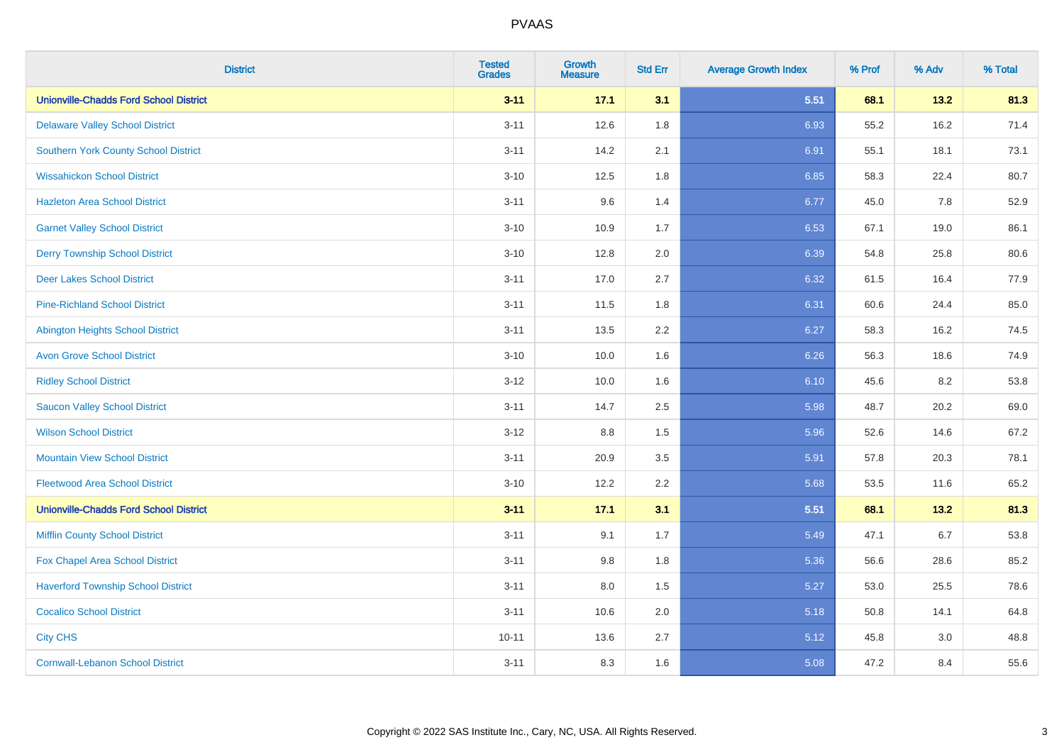# PVAAS

| District | Tested Grades | Growth Measure | Std Err | Average Growth Index | % Prof | % Adv | % Total |
|---|---|---|---|---|---|---|---|
| **Unionville-Chadds Ford School District** | **3-11** | **17.1** | **3.1** | **5.51** | **68.1** | **13.2** | **81.3** |
| Delaware Valley School District | 3-11 | 12.6 | 1.8 | 6.93 | 55.2 | 16.2 | 71.4 |
| Southern York County School District | 3-11 | 14.2 | 2.1 | 6.91 | 55.1 | 18.1 | 73.1 |
| Wissahickon School District | 3-10 | 12.5 | 1.8 | 6.85 | 58.3 | 22.4 | 80.7 |
| Hazleton Area School District | 3-11 | 9.6 | 1.4 | 6.77 | 45.0 | 7.8 | 52.9 |
| Garnet Valley School District | 3-10 | 10.9 | 1.7 | 6.53 | 67.1 | 19.0 | 86.1 |
| Derry Township School District | 3-10 | 12.8 | 2.0 | 6.39 | 54.8 | 25.8 | 80.6 |
| Deer Lakes School District | 3-11 | 17.0 | 2.7 | 6.32 | 61.5 | 16.4 | 77.9 |
| Pine-Richland School District | 3-11 | 11.5 | 1.8 | 6.31 | 60.6 | 24.4 | 85.0 |
| Abington Heights School District | 3-11 | 13.5 | 2.2 | 6.27 | 58.3 | 16.2 | 74.5 |
| Avon Grove School District | 3-10 | 10.0 | 1.6 | 6.26 | 56.3 | 18.6 | 74.9 |
| Ridley School District | 3-12 | 10.0 | 1.6 | 6.10 | 45.6 | 8.2 | 53.8 |
| Saucon Valley School District | 3-11 | 14.7 | 2.5 | 5.98 | 48.7 | 20.2 | 69.0 |
| Wilson School District | 3-12 | 8.8 | 1.5 | 5.96 | 52.6 | 14.6 | 67.2 |
| Mountain View School District | 3-11 | 20.9 | 3.5 | 5.91 | 57.8 | 20.3 | 78.1 |
| Fleetwood Area School District | 3-10 | 12.2 | 2.2 | 5.68 | 53.5 | 11.6 | 65.2 |
| **Unionville-Chadds Ford School District** | **3-11** | **17.1** | **3.1** | **5.51** | **68.1** | **13.2** | **81.3** |
| Mifflin County School District | 3-11 | 9.1 | 1.7 | 5.49 | 47.1 | 6.7 | 53.8 |
| Fox Chapel Area School District | 3-11 | 9.8 | 1.8 | 5.36 | 56.6 | 28.6 | 85.2 |
| Haverford Township School District | 3-11 | 8.0 | 1.5 | 5.27 | 53.0 | 25.5 | 78.6 |
| Cocalico School District | 3-11 | 10.6 | 2.0 | 5.18 | 50.8 | 14.1 | 64.8 |
| City CHS | 10-11 | 13.6 | 2.7 | 5.12 | 45.8 | 3.0 | 48.8 |
| Cornwall-Lebanon School District | 3-11 | 8.3 | 1.6 | 5.08 | 47.2 | 8.4 | 55.6 |

Copyright © 2022 SAS Institute Inc., Cary, NC, USA. All Rights Reserved.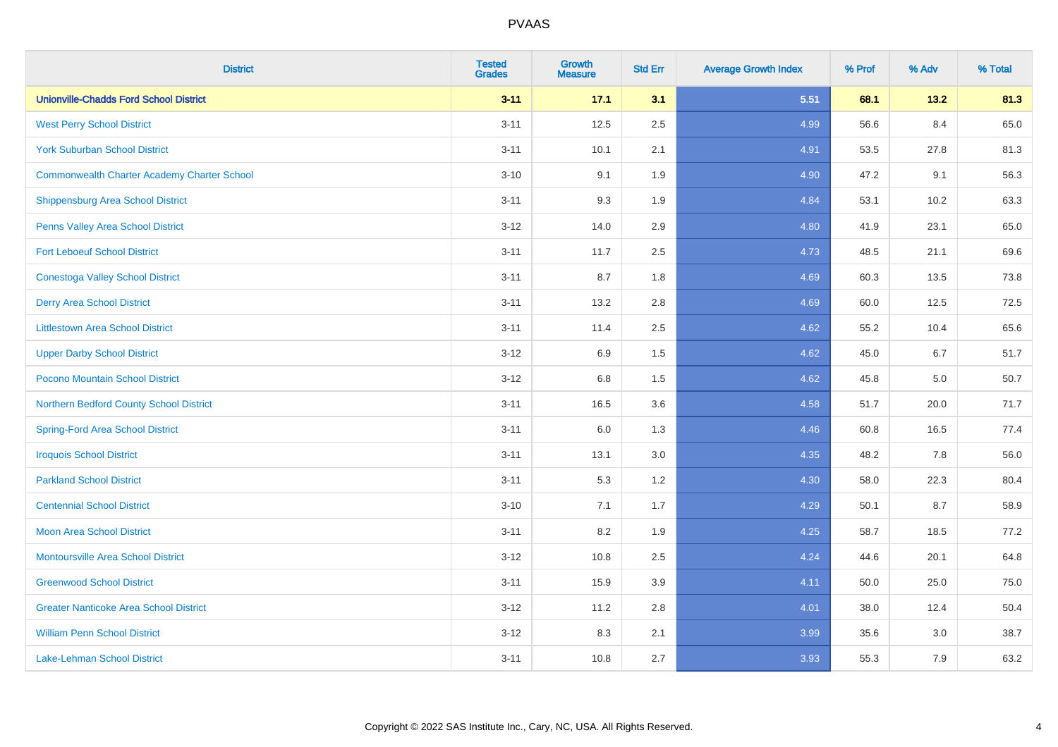# PVAAS

| District | Tested Grades | Growth Measure | Std Err | Average Growth Index | % Prof | % Adv | % Total |
|---|---|---|---|---|---|---|---|
| **Unionville-Chadds Ford School District** | **3-11** | **17.1** | **3.1** | **5.51** | **68.1** | **13.2** | **81.3** |
| West Perry School District | 3-11 | 12.5 | 2.5 | 4.99 | 56.6 | 8.4 | 65.0 |
| York Suburban School District | 3-11 | 10.1 | 2.1 | 4.91 | 53.5 | 27.8 | 81.3 |
| Commonwealth Charter Academy Charter School | 3-10 | 9.1 | 1.9 | 4.90 | 47.2 | 9.1 | 56.3 |
| Shippensburg Area School District | 3-11 | 9.3 | 1.9 | 4.84 | 53.1 | 10.2 | 63.3 |
| Penns Valley Area School District | 3-12 | 14.0 | 2.9 | 4.80 | 41.9 | 23.1 | 65.0 |
| Fort Leboeuf School District | 3-11 | 11.7 | 2.5 | 4.73 | 48.5 | 21.1 | 69.6 |
| Conestoga Valley School District | 3-11 | 8.7 | 1.8 | 4.69 | 60.3 | 13.5 | 73.8 |
| Derry Area School District | 3-11 | 13.2 | 2.8 | 4.69 | 60.0 | 12.5 | 72.5 |
| Littlestown Area School District | 3-11 | 11.4 | 2.5 | 4.62 | 55.2 | 10.4 | 65.6 |
| Upper Darby School District | 3-12 | 6.9 | 1.5 | 4.62 | 45.0 | 6.7 | 51.7 |
| Pocono Mountain School District | 3-12 | 6.8 | 1.5 | 4.62 | 45.8 | 5.0 | 50.7 |
| Northern Bedford County School District | 3-11 | 16.5 | 3.6 | 4.58 | 51.7 | 20.0 | 71.7 |
| Spring-Ford Area School District | 3-11 | 6.0 | 1.3 | 4.46 | 60.8 | 16.5 | 77.4 |
| Iroquois School District | 3-11 | 13.1 | 3.0 | 4.35 | 48.2 | 7.8 | 56.0 |
| Parkland School District | 3-11 | 5.3 | 1.2 | 4.30 | 58.0 | 22.3 | 80.4 |
| Centennial School District | 3-10 | 7.1 | 1.7 | 4.29 | 50.1 | 8.7 | 58.9 |
| Moon Area School District | 3-11 | 8.2 | 1.9 | 4.25 | 58.7 | 18.5 | 77.2 |
| Montoursville Area School District | 3-12 | 10.8 | 2.5 | 4.24 | 44.6 | 20.1 | 64.8 |
| Greenwood School District | 3-11 | 15.9 | 3.9 | 4.11 | 50.0 | 25.0 | 75.0 |
| Greater Nanticoke Area School District | 3-12 | 11.2 | 2.8 | 4.01 | 38.0 | 12.4 | 50.4 |
| William Penn School District | 3-12 | 8.3 | 2.1 | 3.99 | 35.6 | 3.0 | 38.7 |
| Lake-Lehman School District | 3-11 | 10.8 | 2.7 | 3.93 | 55.3 | 7.9 | 63.2 |

Copyright © 2022 SAS Institute Inc., Cary, NC, USA. All Rights Reserved.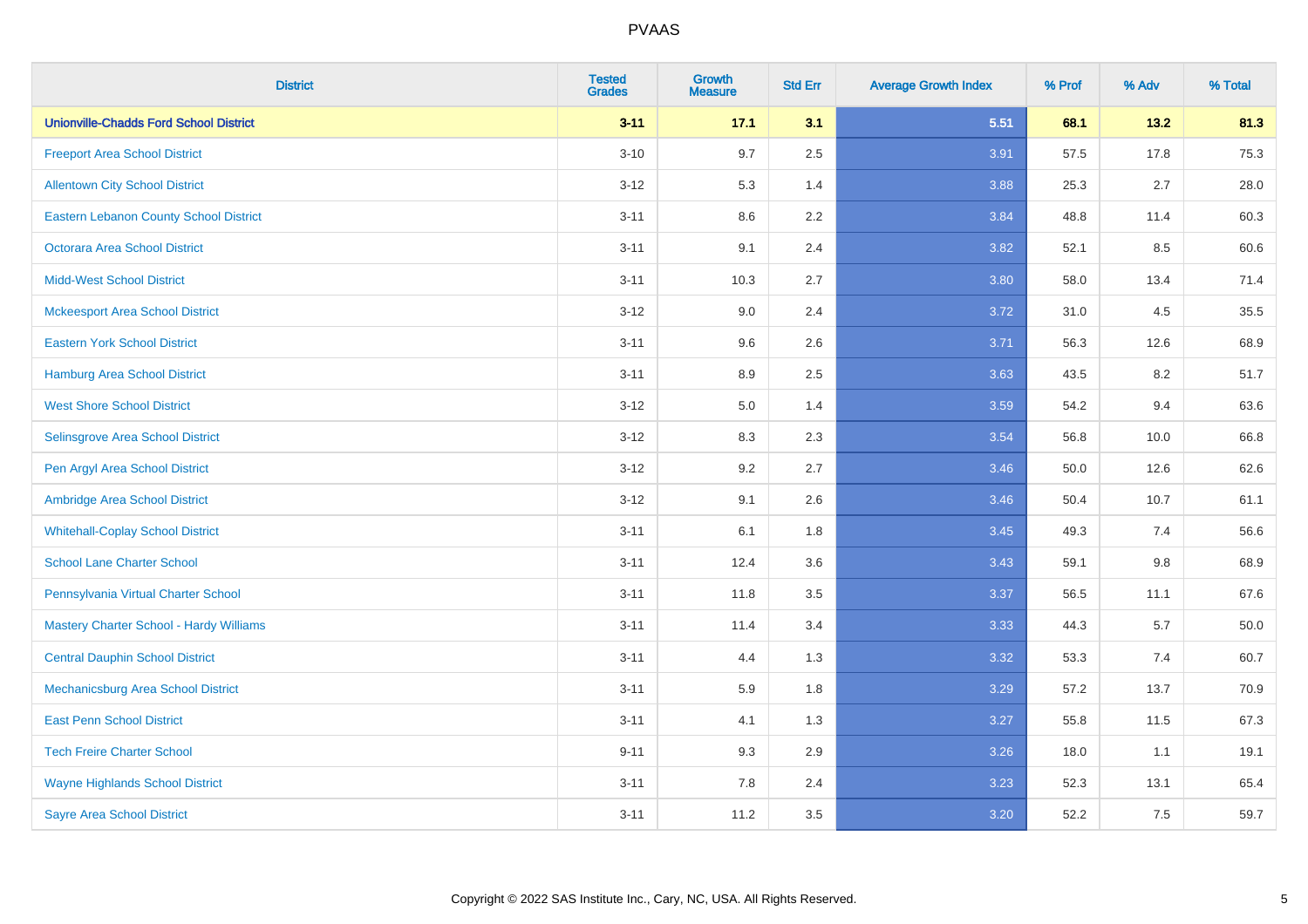# PVAAS

| District | Tested Grades | Growth Measure | Std Err | Average Growth Index | % Prof | % Adv | % Total |
|---|---|---|---|---|---|---|---|
| **Unionville-Chadds Ford School District** | **3-11** | **17.1** | **3.1** | **5.51** | **68.1** | **13.2** | **81.3** |
| Freeport Area School District | 3-10 | 9.7 | 2.5 | 3.91 | 57.5 | 17.8 | 75.3 |
| Allentown City School District | 3-12 | 5.3 | 1.4 | 3.88 | 25.3 | 2.7 | 28.0 |
| Eastern Lebanon County School District | 3-11 | 8.6 | 2.2 | 3.84 | 48.8 | 11.4 | 60.3 |
| Octorara Area School District | 3-11 | 9.1 | 2.4 | 3.82 | 52.1 | 8.5 | 60.6 |
| Midd-West School District | 3-11 | 10.3 | 2.7 | 3.80 | 58.0 | 13.4 | 71.4 |
| Mckeesport Area School District | 3-12 | 9.0 | 2.4 | 3.72 | 31.0 | 4.5 | 35.5 |
| Eastern York School District | 3-11 | 9.6 | 2.6 | 3.71 | 56.3 | 12.6 | 68.9 |
| Hamburg Area School District | 3-11 | 8.9 | 2.5 | 3.63 | 43.5 | 8.2 | 51.7 |
| West Shore School District | 3-12 | 5.0 | 1.4 | 3.59 | 54.2 | 9.4 | 63.6 |
| Selinsgrove Area School District | 3-12 | 8.3 | 2.3 | 3.54 | 56.8 | 10.0 | 66.8 |
| Pen Argyl Area School District | 3-12 | 9.2 | 2.7 | 3.46 | 50.0 | 12.6 | 62.6 |
| Ambridge Area School District | 3-12 | 9.1 | 2.6 | 3.46 | 50.4 | 10.7 | 61.1 |
| Whitehall-Coplay School District | 3-11 | 6.1 | 1.8 | 3.45 | 49.3 | 7.4 | 56.6 |
| School Lane Charter School | 3-11 | 12.4 | 3.6 | 3.43 | 59.1 | 9.8 | 68.9 |
| Pennsylvania Virtual Charter School | 3-11 | 11.8 | 3.5 | 3.37 | 56.5 | 11.1 | 67.6 |
| Mastery Charter School - Hardy Williams | 3-11 | 11.4 | 3.4 | 3.33 | 44.3 | 5.7 | 50.0 |
| Central Dauphin School District | 3-11 | 4.4 | 1.3 | 3.32 | 53.3 | 7.4 | 60.7 |
| Mechanicsburg Area School District | 3-11 | 5.9 | 1.8 | 3.29 | 57.2 | 13.7 | 70.9 |
| East Penn School District | 3-11 | 4.1 | 1.3 | 3.27 | 55.8 | 11.5 | 67.3 |
| Tech Freire Charter School | 9-11 | 9.3 | 2.9 | 3.26 | 18.0 | 1.1 | 19.1 |
| Wayne Highlands School District | 3-11 | 7.8 | 2.4 | 3.23 | 52.3 | 13.1 | 65.4 |
| Sayre Area School District | 3-11 | 11.2 | 3.5 | 3.20 | 52.2 | 7.5 | 59.7 |

Copyright © 2022 SAS Institute Inc., Cary, NC, USA. All Rights Reserved.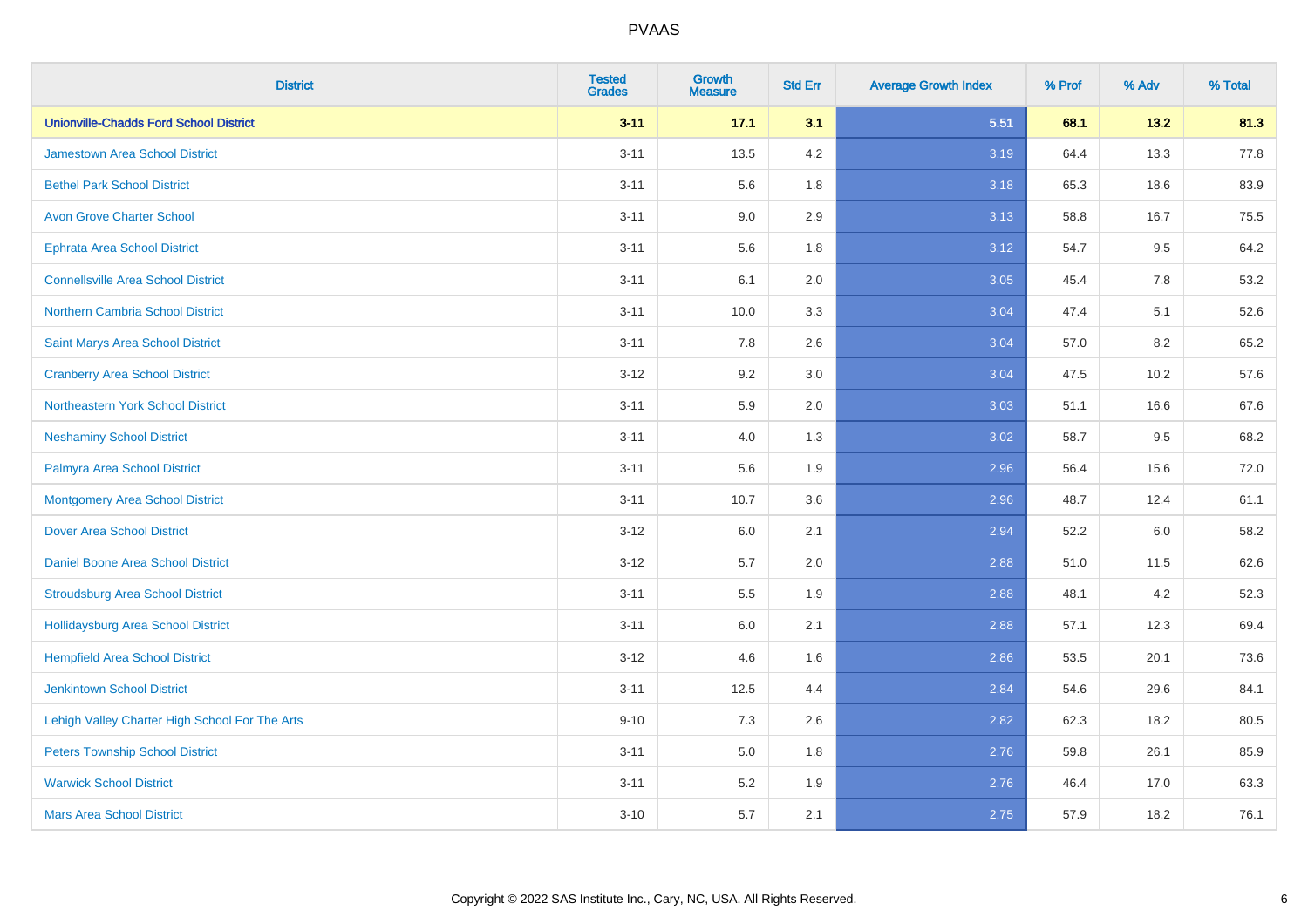# PVAAS

| District | Tested Grades | Growth Measure | Std Err | Average Growth Index | % Prof | % Adv | % Total |
|---|---|---|---|---|---|---|---|
| **Unionville-Chadds Ford School District** | **3-11** | **17.1** | **3.1** | **5.51** | **68.1** | **13.2** | **81.3** |
| Jamestown Area School District | 3-11 | 13.5 | 4.2 | 3.19 | 64.4 | 13.3 | 77.8 |
| Bethel Park School District | 3-11 | 5.6 | 1.8 | 3.18 | 65.3 | 18.6 | 83.9 |
| Avon Grove Charter School | 3-11 | 9.0 | 2.9 | 3.13 | 58.8 | 16.7 | 75.5 |
| Ephrata Area School District | 3-11 | 5.6 | 1.8 | 3.12 | 54.7 | 9.5 | 64.2 |
| Connellsville Area School District | 3-11 | 6.1 | 2.0 | 3.05 | 45.4 | 7.8 | 53.2 |
| Northern Cambria School District | 3-11 | 10.0 | 3.3 | 3.04 | 47.4 | 5.1 | 52.6 |
| Saint Marys Area School District | 3-11 | 7.8 | 2.6 | 3.04 | 57.0 | 8.2 | 65.2 |
| Cranberry Area School District | 3-12 | 9.2 | 3.0 | 3.04 | 47.5 | 10.2 | 57.6 |
| Northeastern York School District | 3-11 | 5.9 | 2.0 | 3.03 | 51.1 | 16.6 | 67.6 |
| Neshaminy School District | 3-11 | 4.0 | 1.3 | 3.02 | 58.7 | 9.5 | 68.2 |
| Palmyra Area School District | 3-11 | 5.6 | 1.9 | 2.96 | 56.4 | 15.6 | 72.0 |
| Montgomery Area School District | 3-11 | 10.7 | 3.6 | 2.96 | 48.7 | 12.4 | 61.1 |
| Dover Area School District | 3-12 | 6.0 | 2.1 | 2.94 | 52.2 | 6.0 | 58.2 |
| Daniel Boone Area School District | 3-12 | 5.7 | 2.0 | 2.88 | 51.0 | 11.5 | 62.6 |
| Stroudsburg Area School District | 3-11 | 5.5 | 1.9 | 2.88 | 48.1 | 4.2 | 52.3 |
| Hollidaysburg Area School District | 3-11 | 6.0 | 2.1 | 2.88 | 57.1 | 12.3 | 69.4 |
| Hempfield Area School District | 3-12 | 4.6 | 1.6 | 2.86 | 53.5 | 20.1 | 73.6 |
| Jenkintown School District | 3-11 | 12.5 | 4.4 | 2.84 | 54.6 | 29.6 | 84.1 |
| Lehigh Valley Charter High School For The Arts | 9-10 | 7.3 | 2.6 | 2.82 | 62.3 | 18.2 | 80.5 |
| Peters Township School District | 3-11 | 5.0 | 1.8 | 2.76 | 59.8 | 26.1 | 85.9 |
| Warwick School District | 3-11 | 5.2 | 1.9 | 2.76 | 46.4 | 17.0 | 63.3 |
| Mars Area School District | 3-10 | 5.7 | 2.1 | 2.75 | 57.9 | 18.2 | 76.1 |

Copyright © 2022 SAS Institute Inc., Cary, NC, USA. All Rights Reserved.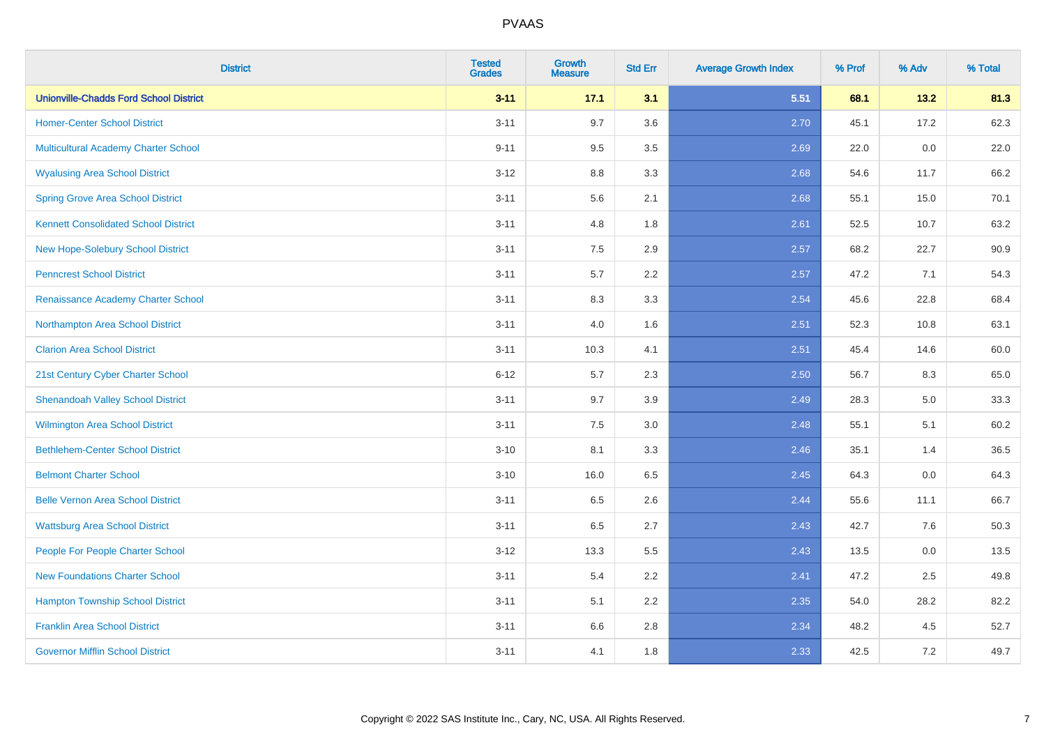| District | Tested Grades | Growth Measure | Std Err | Average Growth Index | % Prof | % Adv | % Total |
|---|---|---|---|---|---|---|---|
| **Unionville-Chadds Ford School District** | **3-11** | **17.1** | **3.1** | **5.51** | **68.1** | **13.2** | **81.3** |
| Homer-Center School District | 3-11 | 9.7 | 3.6 | 2.70 | 45.1 | 17.2 | 62.3 |
| Multicultural Academy Charter School | 9-11 | 9.5 | 3.5 | 2.69 | 22.0 | 0.0 | 22.0 |
| Wyalusing Area School District | 3-12 | 8.8 | 3.3 | 2.68 | 54.6 | 11.7 | 66.2 |
| Spring Grove Area School District | 3-11 | 5.6 | 2.1 | 2.68 | 55.1 | 15.0 | 70.1 |
| Kennett Consolidated School District | 3-11 | 4.8 | 1.8 | 2.61 | 52.5 | 10.7 | 63.2 |
| New Hope-Solebury School District | 3-11 | 7.5 | 2.9 | 2.57 | 68.2 | 22.7 | 90.9 |
| Penncrest School District | 3-11 | 5.7 | 2.2 | 2.57 | 47.2 | 7.1 | 54.3 |
| Renaissance Academy Charter School | 3-11 | 8.3 | 3.3 | 2.54 | 45.6 | 22.8 | 68.4 |
| Northampton Area School District | 3-11 | 4.0 | 1.6 | 2.51 | 52.3 | 10.8 | 63.1 |
| Clarion Area School District | 3-11 | 10.3 | 4.1 | 2.51 | 45.4 | 14.6 | 60.0 |
| 21st Century Cyber Charter School | 6-12 | 5.7 | 2.3 | 2.50 | 56.7 | 8.3 | 65.0 |
| Shenandoah Valley School District | 3-11 | 9.7 | 3.9 | 2.49 | 28.3 | 5.0 | 33.3 |
| Wilmington Area School District | 3-11 | 7.5 | 3.0 | 2.48 | 55.1 | 5.1 | 60.2 |
| Bethlehem-Center School District | 3-10 | 8.1 | 3.3 | 2.46 | 35.1 | 1.4 | 36.5 |
| Belmont Charter School | 3-10 | 16.0 | 6.5 | 2.45 | 64.3 | 0.0 | 64.3 |
| Belle Vernon Area School District | 3-11 | 6.5 | 2.6 | 2.44 | 55.6 | 11.1 | 66.7 |
| Wattsburg Area School District | 3-11 | 6.5 | 2.7 | 2.43 | 42.7 | 7.6 | 50.3 |
| People For People Charter School | 3-12 | 13.3 | 5.5 | 2.43 | 13.5 | 0.0 | 13.5 |
| New Foundations Charter School | 3-11 | 5.4 | 2.2 | 2.41 | 47.2 | 2.5 | 49.8 |
| Hampton Township School District | 3-11 | 5.1 | 2.2 | 2.35 | 54.0 | 28.2 | 82.2 |
| Franklin Area School District | 3-11 | 6.6 | 2.8 | 2.34 | 48.2 | 4.5 | 52.7 |
| Governor Mifflin School District | 3-11 | 4.1 | 1.8 | 2.33 | 42.5 | 7.2 | 49.7 |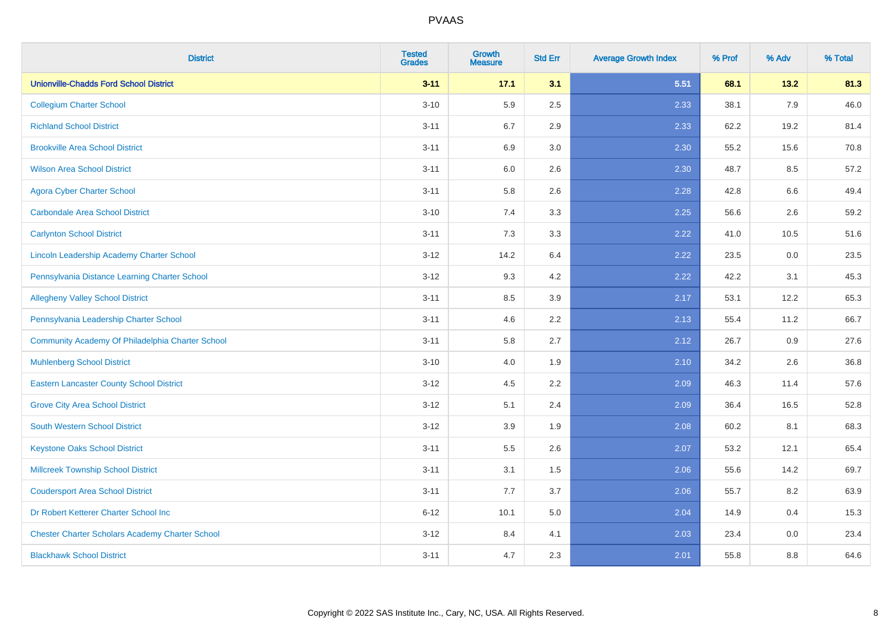# PVAAS

| District | Tested Grades | Growth Measure | Std Err | Average Growth Index | % Prof | % Adv | % Total |
|---|---|---|---|---|---|---|---|
| **Unionville-Chadds Ford School District** | **3-11** | **17.1** | **3.1** | **5.51** | **68.1** | **13.2** | **81.3** |
| Collegium Charter School | 3-10 | 5.9 | 2.5 | 2.33 | 38.1 | 7.9 | 46.0 |
| Richland School District | 3-11 | 6.7 | 2.9 | 2.33 | 62.2 | 19.2 | 81.4 |
| Brookville Area School District | 3-11 | 6.9 | 3.0 | 2.30 | 55.2 | 15.6 | 70.8 |
| Wilson Area School District | 3-11 | 6.0 | 2.6 | 2.30 | 48.7 | 8.5 | 57.2 |
| Agora Cyber Charter School | 3-11 | 5.8 | 2.6 | 2.28 | 42.8 | 6.6 | 49.4 |
| Carbondale Area School District | 3-10 | 7.4 | 3.3 | 2.25 | 56.6 | 2.6 | 59.2 |
| Carlynton School District | 3-11 | 7.3 | 3.3 | 2.22 | 41.0 | 10.5 | 51.6 |
| Lincoln Leadership Academy Charter School | 3-12 | 14.2 | 6.4 | 2.22 | 23.5 | 0.0 | 23.5 |
| Pennsylvania Distance Learning Charter School | 3-12 | 9.3 | 4.2 | 2.22 | 42.2 | 3.1 | 45.3 |
| Allegheny Valley School District | 3-11 | 8.5 | 3.9 | 2.17 | 53.1 | 12.2 | 65.3 |
| Pennsylvania Leadership Charter School | 3-11 | 4.6 | 2.2 | 2.13 | 55.4 | 11.2 | 66.7 |
| Community Academy Of Philadelphia Charter School | 3-11 | 5.8 | 2.7 | 2.12 | 26.7 | 0.9 | 27.6 |
| Muhlenberg School District | 3-10 | 4.0 | 1.9 | 2.10 | 34.2 | 2.6 | 36.8 |
| Eastern Lancaster County School District | 3-12 | 4.5 | 2.2 | 2.09 | 46.3 | 11.4 | 57.6 |
| Grove City Area School District | 3-12 | 5.1 | 2.4 | 2.09 | 36.4 | 16.5 | 52.8 |
| South Western School District | 3-12 | 3.9 | 1.9 | 2.08 | 60.2 | 8.1 | 68.3 |
| Keystone Oaks School District | 3-11 | 5.5 | 2.6 | 2.07 | 53.2 | 12.1 | 65.4 |
| Millcreek Township School District | 3-11 | 3.1 | 1.5 | 2.06 | 55.6 | 14.2 | 69.7 |
| Coudersport Area School District | 3-11 | 7.7 | 3.7 | 2.06 | 55.7 | 8.2 | 63.9 |
| Dr Robert Ketterer Charter School Inc | 6-12 | 10.1 | 5.0 | 2.04 | 14.9 | 0.4 | 15.3 |
| Chester Charter Scholars Academy Charter School | 3-12 | 8.4 | 4.1 | 2.03 | 23.4 | 0.0 | 23.4 |
| Blackhawk School District | 3-11 | 4.7 | 2.3 | 2.01 | 55.8 | 8.8 | 64.6 |

Copyright © 2022 SAS Institute Inc., Cary, NC, USA. All Rights Reserved.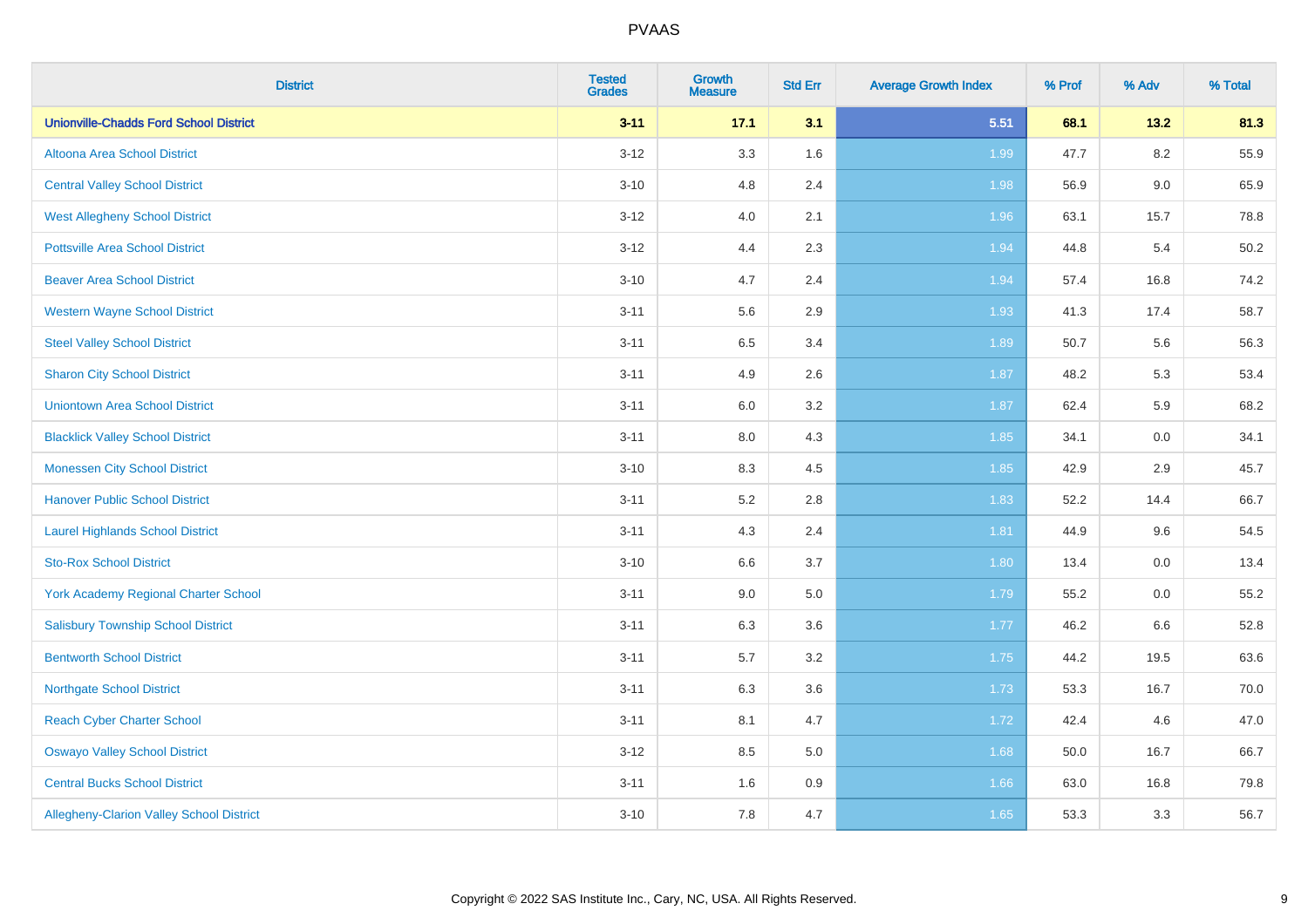# PVAAS

| District | Tested Grades | Growth Measure | Std Err | Average Growth Index | % Prof | % Adv | % Total |
|---|---|---|---|---|---|---|---|
| **Unionville-Chadds Ford School District** | **3-11** | **17.1** | **3.1** | **5.51** | **68.1** | **13.2** | **81.3** |
| Altoona Area School District | 3-12 | 3.3 | 1.6 | 1.99 | 47.7 | 8.2 | 55.9 |
| Central Valley School District | 3-10 | 4.8 | 2.4 | 1.98 | 56.9 | 9.0 | 65.9 |
| West Allegheny School District | 3-12 | 4.0 | 2.1 | 1.96 | 63.1 | 15.7 | 78.8 |
| Pottsville Area School District | 3-12 | 4.4 | 2.3 | 1.94 | 44.8 | 5.4 | 50.2 |
| Beaver Area School District | 3-10 | 4.7 | 2.4 | 1.94 | 57.4 | 16.8 | 74.2 |
| Western Wayne School District | 3-11 | 5.6 | 2.9 | 1.93 | 41.3 | 17.4 | 58.7 |
| Steel Valley School District | 3-11 | 6.5 | 3.4 | 1.89 | 50.7 | 5.6 | 56.3 |
| Sharon City School District | 3-11 | 4.9 | 2.6 | 1.87 | 48.2 | 5.3 | 53.4 |
| Uniontown Area School District | 3-11 | 6.0 | 3.2 | 1.87 | 62.4 | 5.9 | 68.2 |
| Blacklick Valley School District | 3-11 | 8.0 | 4.3 | 1.85 | 34.1 | 0.0 | 34.1 |
| Monessen City School District | 3-10 | 8.3 | 4.5 | 1.85 | 42.9 | 2.9 | 45.7 |
| Hanover Public School District | 3-11 | 5.2 | 2.8 | 1.83 | 52.2 | 14.4 | 66.7 |
| Laurel Highlands School District | 3-11 | 4.3 | 2.4 | 1.81 | 44.9 | 9.6 | 54.5 |
| Sto-Rox School District | 3-10 | 6.6 | 3.7 | 1.80 | 13.4 | 0.0 | 13.4 |
| York Academy Regional Charter School | 3-11 | 9.0 | 5.0 | 1.79 | 55.2 | 0.0 | 55.2 |
| Salisbury Township School District | 3-11 | 6.3 | 3.6 | 1.77 | 46.2 | 6.6 | 52.8 |
| Bentworth School District | 3-11 | 5.7 | 3.2 | 1.75 | 44.2 | 19.5 | 63.6 |
| Northgate School District | 3-11 | 6.3 | 3.6 | 1.73 | 53.3 | 16.7 | 70.0 |
| Reach Cyber Charter School | 3-11 | 8.1 | 4.7 | 1.72 | 42.4 | 4.6 | 47.0 |
| Oswayo Valley School District | 3-12 | 8.5 | 5.0 | 1.68 | 50.0 | 16.7 | 66.7 |
| Central Bucks School District | 3-11 | 1.6 | 0.9 | 1.66 | 63.0 | 16.8 | 79.8 |
| Allegheny-Clarion Valley School District | 3-10 | 7.8 | 4.7 | 1.65 | 53.3 | 3.3 | 56.7 |

Copyright © 2022 SAS Institute Inc., Cary, NC, USA. All Rights Reserved.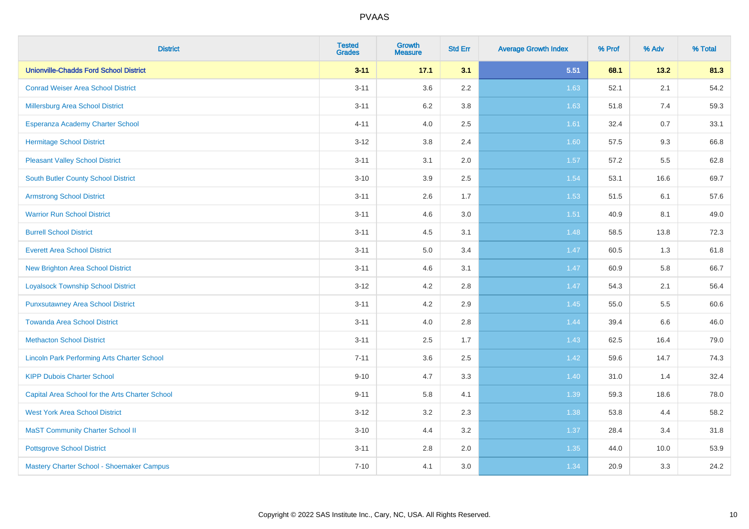# PVAAS

| District | Tested Grades | Growth Measure | Std Err | Average Growth Index | % Prof | % Adv | % Total |
|---|---|---|---|---|---|---|---|
| **Unionville-Chadds Ford School District** | **3-11** | **17.1** | **3.1** | **5.51** | **68.1** | **13.2** | **81.3** |
| Conrad Weiser Area School District | 3-11 | 3.6 | 2.2 | 1.63 | 52.1 | 2.1 | 54.2 |
| Millersburg Area School District | 3-11 | 6.2 | 3.8 | 1.63 | 51.8 | 7.4 | 59.3 |
| Esperanza Academy Charter School | 4-11 | 4.0 | 2.5 | 1.61 | 32.4 | 0.7 | 33.1 |
| Hermitage School District | 3-12 | 3.8 | 2.4 | 1.60 | 57.5 | 9.3 | 66.8 |
| Pleasant Valley School District | 3-11 | 3.1 | 2.0 | 1.57 | 57.2 | 5.5 | 62.8 |
| South Butler County School District | 3-10 | 3.9 | 2.5 | 1.54 | 53.1 | 16.6 | 69.7 |
| Armstrong School District | 3-11 | 2.6 | 1.7 | 1.53 | 51.5 | 6.1 | 57.6 |
| Warrior Run School District | 3-11 | 4.6 | 3.0 | 1.51 | 40.9 | 8.1 | 49.0 |
| Burrell School District | 3-11 | 4.5 | 3.1 | 1.48 | 58.5 | 13.8 | 72.3 |
| Everett Area School District | 3-11 | 5.0 | 3.4 | 1.47 | 60.5 | 1.3 | 61.8 |
| New Brighton Area School District | 3-11 | 4.6 | 3.1 | 1.47 | 60.9 | 5.8 | 66.7 |
| Loyalsock Township School District | 3-12 | 4.2 | 2.8 | 1.47 | 54.3 | 2.1 | 56.4 |
| Punxsutawney Area School District | 3-11 | 4.2 | 2.9 | 1.45 | 55.0 | 5.5 | 60.6 |
| Towanda Area School District | 3-11 | 4.0 | 2.8 | 1.44 | 39.4 | 6.6 | 46.0 |
| Methacton School District | 3-11 | 2.5 | 1.7 | 1.43 | 62.5 | 16.4 | 79.0 |
| Lincoln Park Performing Arts Charter School | 7-11 | 3.6 | 2.5 | 1.42 | 59.6 | 14.7 | 74.3 |
| KIPP Dubois Charter School | 9-10 | 4.7 | 3.3 | 1.40 | 31.0 | 1.4 | 32.4 |
| Capital Area School for the Arts Charter School | 9-11 | 5.8 | 4.1 | 1.39 | 59.3 | 18.6 | 78.0 |
| West York Area School District | 3-12 | 3.2 | 2.3 | 1.38 | 53.8 | 4.4 | 58.2 |
| MaST Community Charter School II | 3-10 | 4.4 | 3.2 | 1.37 | 28.4 | 3.4 | 31.8 |
| Pottsgrove School District | 3-11 | 2.8 | 2.0 | 1.35 | 44.0 | 10.0 | 53.9 |
| Mastery Charter School - Shoemaker Campus | 7-10 | 4.1 | 3.0 | 1.34 | 20.9 | 3.3 | 24.2 |

Copyright © 2022 SAS Institute Inc., Cary, NC, USA. All Rights Reserved.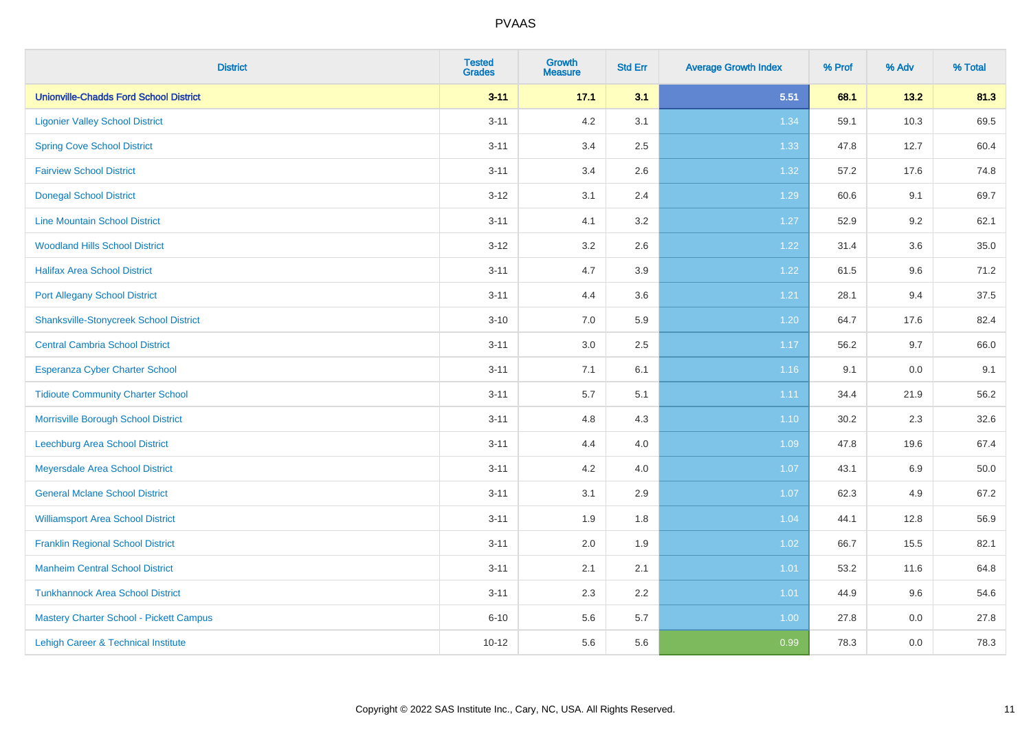# PVAAS

| District | Tested Grades | Growth Measure | Std Err | Average Growth Index | % Prof | % Adv | % Total |
|---|---|---|---|---|---|---|---|
| **Unionville-Chadds Ford School District** | **3-11** | **17.1** | **3.1** | **5.51** | **68.1** | **13.2** | **81.3** |
| Ligonier Valley School District | 3-11 | 4.2 | 3.1 | 1.34 | 59.1 | 10.3 | 69.5 |
| Spring Cove School District | 3-11 | 3.4 | 2.5 | 1.33 | 47.8 | 12.7 | 60.4 |
| Fairview School District | 3-11 | 3.4 | 2.6 | 1.32 | 57.2 | 17.6 | 74.8 |
| Donegal School District | 3-12 | 3.1 | 2.4 | 1.29 | 60.6 | 9.1 | 69.7 |
| Line Mountain School District | 3-11 | 4.1 | 3.2 | 1.27 | 52.9 | 9.2 | 62.1 |
| Woodland Hills School District | 3-12 | 3.2 | 2.6 | 1.22 | 31.4 | 3.6 | 35.0 |
| Halifax Area School District | 3-11 | 4.7 | 3.9 | 1.22 | 61.5 | 9.6 | 71.2 |
| Port Allegany School District | 3-11 | 4.4 | 3.6 | 1.21 | 28.1 | 9.4 | 37.5 |
| Shanksville-Stonycreek School District | 3-10 | 7.0 | 5.9 | 1.20 | 64.7 | 17.6 | 82.4 |
| Central Cambria School District | 3-11 | 3.0 | 2.5 | 1.17 | 56.2 | 9.7 | 66.0 |
| Esperanza Cyber Charter School | 3-11 | 7.1 | 6.1 | 1.16 | 9.1 | 0.0 | 9.1 |
| Tidioute Community Charter School | 3-11 | 5.7 | 5.1 | 1.11 | 34.4 | 21.9 | 56.2 |
| Morrisville Borough School District | 3-11 | 4.8 | 4.3 | 1.10 | 30.2 | 2.3 | 32.6 |
| Leechburg Area School District | 3-11 | 4.4 | 4.0 | 1.09 | 47.8 | 19.6 | 67.4 |
| Meyersdale Area School District | 3-11 | 4.2 | 4.0 | 1.07 | 43.1 | 6.9 | 50.0 |
| General Mclane School District | 3-11 | 3.1 | 2.9 | 1.07 | 62.3 | 4.9 | 67.2 |
| Williamsport Area School District | 3-11 | 1.9 | 1.8 | 1.04 | 44.1 | 12.8 | 56.9 |
| Franklin Regional School District | 3-11 | 2.0 | 1.9 | 1.02 | 66.7 | 15.5 | 82.1 |
| Manheim Central School District | 3-11 | 2.1 | 2.1 | 1.01 | 53.2 | 11.6 | 64.8 |
| Tunkhannock Area School District | 3-11 | 2.3 | 2.2 | 1.01 | 44.9 | 9.6 | 54.6 |
| Mastery Charter School - Pickett Campus | 6-10 | 5.6 | 5.7 | 1.00 | 27.8 | 0.0 | 27.8 |
| Lehigh Career & Technical Institute | 10-12 | 5.6 | 5.6 | 0.99 | 78.3 | 0.0 | 78.3 |

Copyright © 2022 SAS Institute Inc., Cary, NC, USA. All Rights Reserved.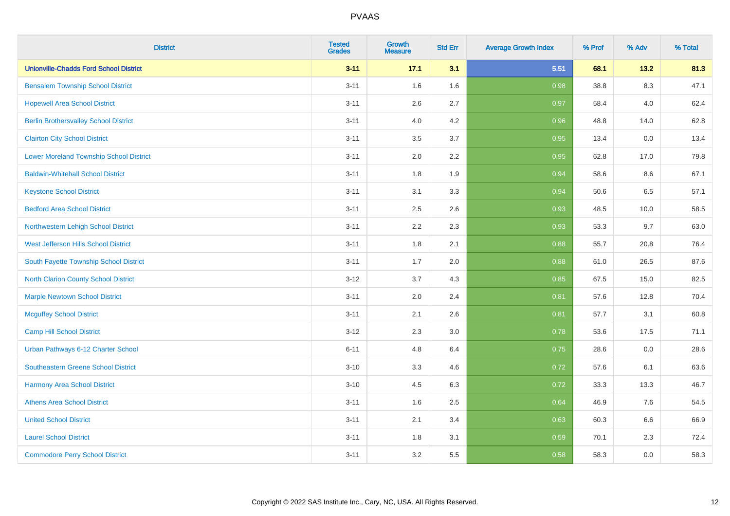# PVAAS

| District | Tested Grades | Growth Measure | Std Err | Average Growth Index | % Prof | % Adv | % Total |
|---|---|---|---|---|---|---|---|
| **Unionville-Chadds Ford School District** | **3-11** | **17.1** | **3.1** | **5.51** | **68.1** | **13.2** | **81.3** |
| Bensalem Township School District | 3-11 | 1.6 | 1.6 | 0.98 | 38.8 | 8.3 | 47.1 |
| Hopewell Area School District | 3-11 | 2.6 | 2.7 | 0.97 | 58.4 | 4.0 | 62.4 |
| Berlin Brothersvalley School District | 3-11 | 4.0 | 4.2 | 0.96 | 48.8 | 14.0 | 62.8 |
| Clairton City School District | 3-11 | 3.5 | 3.7 | 0.95 | 13.4 | 0.0 | 13.4 |
| Lower Moreland Township School District | 3-11 | 2.0 | 2.2 | 0.95 | 62.8 | 17.0 | 79.8 |
| Baldwin-Whitehall School District | 3-11 | 1.8 | 1.9 | 0.94 | 58.6 | 8.6 | 67.1 |
| Keystone School District | 3-11 | 3.1 | 3.3 | 0.94 | 50.6 | 6.5 | 57.1 |
| Bedford Area School District | 3-11 | 2.5 | 2.6 | 0.93 | 48.5 | 10.0 | 58.5 |
| Northwestern Lehigh School District | 3-11 | 2.2 | 2.3 | 0.93 | 53.3 | 9.7 | 63.0 |
| West Jefferson Hills School District | 3-11 | 1.8 | 2.1 | 0.88 | 55.7 | 20.8 | 76.4 |
| South Fayette Township School District | 3-11 | 1.7 | 2.0 | 0.88 | 61.0 | 26.5 | 87.6 |
| North Clarion County School District | 3-12 | 3.7 | 4.3 | 0.85 | 67.5 | 15.0 | 82.5 |
| Marple Newtown School District | 3-11 | 2.0 | 2.4 | 0.81 | 57.6 | 12.8 | 70.4 |
| Mcguffey School District | 3-11 | 2.1 | 2.6 | 0.81 | 57.7 | 3.1 | 60.8 |
| Camp Hill School District | 3-12 | 2.3 | 3.0 | 0.78 | 53.6 | 17.5 | 71.1 |
| Urban Pathways 6-12 Charter School | 6-11 | 4.8 | 6.4 | 0.75 | 28.6 | 0.0 | 28.6 |
| Southeastern Greene School District | 3-10 | 3.3 | 4.6 | 0.72 | 57.6 | 6.1 | 63.6 |
| Harmony Area School District | 3-10 | 4.5 | 6.3 | 0.72 | 33.3 | 13.3 | 46.7 |
| Athens Area School District | 3-11 | 1.6 | 2.5 | 0.64 | 46.9 | 7.6 | 54.5 |
| United School District | 3-11 | 2.1 | 3.4 | 0.63 | 60.3 | 6.6 | 66.9 |
| Laurel School District | 3-11 | 1.8 | 3.1 | 0.59 | 70.1 | 2.3 | 72.4 |
| Commodore Perry School District | 3-11 | 3.2 | 5.5 | 0.58 | 58.3 | 0.0 | 58.3 |

Copyright © 2022 SAS Institute Inc., Cary, NC, USA. All Rights Reserved.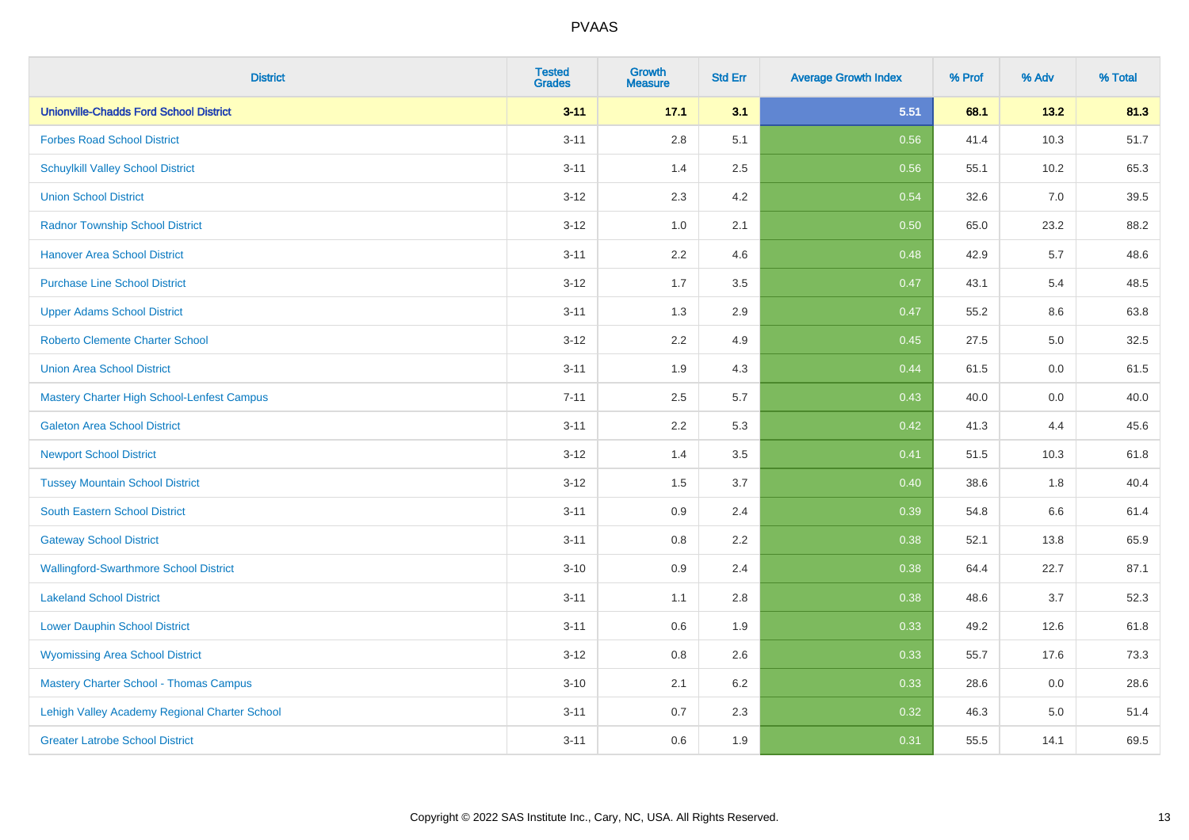| District | Tested Grades | Growth Measure | Std Err | Average Growth Index | % Prof | % Adv | % Total |
|---|---|---|---|---|---|---|---|
| **Unionville-Chadds Ford School District** | **3-11** | **17.1** | **3.1** | **5.51** | **68.1** | **13.2** | **81.3** |
| Forbes Road School District | 3-11 | 2.8 | 5.1 | 0.56 | 41.4 | 10.3 | 51.7 |
| Schuylkill Valley School District | 3-11 | 1.4 | 2.5 | 0.56 | 55.1 | 10.2 | 65.3 |
| Union School District | 3-12 | 2.3 | 4.2 | 0.54 | 32.6 | 7.0 | 39.5 |
| Radnor Township School District | 3-12 | 1.0 | 2.1 | 0.50 | 65.0 | 23.2 | 88.2 |
| Hanover Area School District | 3-11 | 2.2 | 4.6 | 0.48 | 42.9 | 5.7 | 48.6 |
| Purchase Line School District | 3-12 | 1.7 | 3.5 | 0.47 | 43.1 | 5.4 | 48.5 |
| Upper Adams School District | 3-11 | 1.3 | 2.9 | 0.47 | 55.2 | 8.6 | 63.8 |
| Roberto Clemente Charter School | 3-12 | 2.2 | 4.9 | 0.45 | 27.5 | 5.0 | 32.5 |
| Union Area School District | 3-11 | 1.9 | 4.3 | 0.44 | 61.5 | 0.0 | 61.5 |
| Mastery Charter High School-Lenfest Campus | 7-11 | 2.5 | 5.7 | 0.43 | 40.0 | 0.0 | 40.0 |
| Galeton Area School District | 3-11 | 2.2 | 5.3 | 0.42 | 41.3 | 4.4 | 45.6 |
| Newport School District | 3-12 | 1.4 | 3.5 | 0.41 | 51.5 | 10.3 | 61.8 |
| Tussey Mountain School District | 3-12 | 1.5 | 3.7 | 0.40 | 38.6 | 1.8 | 40.4 |
| South Eastern School District | 3-11 | 0.9 | 2.4 | 0.39 | 54.8 | 6.6 | 61.4 |
| Gateway School District | 3-11 | 0.8 | 2.2 | 0.38 | 52.1 | 13.8 | 65.9 |
| Wallingford-Swarthmore School District | 3-10 | 0.9 | 2.4 | 0.38 | 64.4 | 22.7 | 87.1 |
| Lakeland School District | 3-11 | 1.1 | 2.8 | 0.38 | 48.6 | 3.7 | 52.3 |
| Lower Dauphin School District | 3-11 | 0.6 | 1.9 | 0.33 | 49.2 | 12.6 | 61.8 |
| Wyomissing Area School District | 3-12 | 0.8 | 2.6 | 0.33 | 55.7 | 17.6 | 73.3 |
| Mastery Charter School - Thomas Campus | 3-10 | 2.1 | 6.2 | 0.33 | 28.6 | 0.0 | 28.6 |
| Lehigh Valley Academy Regional Charter School | 3-11 | 0.7 | 2.3 | 0.32 | 46.3 | 5.0 | 51.4 |
| Greater Latrobe School District | 3-11 | 0.6 | 1.9 | 0.31 | 55.5 | 14.1 | 69.5 |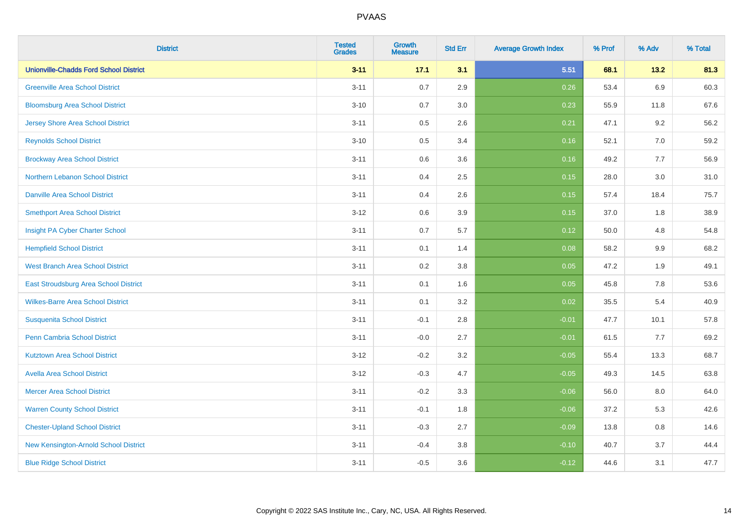| District | Tested Grades | Growth Measure | Std Err | Average Growth Index | % Prof | % Adv | % Total |
|---|---|---|---|---|---|---|---|
| **Unionville-Chadds Ford School District** | **3-11** | **17.1** | **3.1** | **5.51** | **68.1** | **13.2** | **81.3** |
| Greenville Area School District | 3-11 | 0.7 | 2.9 | 0.26 | 53.4 | 6.9 | 60.3 |
| Bloomsburg Area School District | 3-10 | 0.7 | 3.0 | 0.23 | 55.9 | 11.8 | 67.6 |
| Jersey Shore Area School District | 3-11 | 0.5 | 2.6 | 0.21 | 47.1 | 9.2 | 56.2 |
| Reynolds School District | 3-10 | 0.5 | 3.4 | 0.16 | 52.1 | 7.0 | 59.2 |
| Brockway Area School District | 3-11 | 0.6 | 3.6 | 0.16 | 49.2 | 7.7 | 56.9 |
| Northern Lebanon School District | 3-11 | 0.4 | 2.5 | 0.15 | 28.0 | 3.0 | 31.0 |
| Danville Area School District | 3-11 | 0.4 | 2.6 | 0.15 | 57.4 | 18.4 | 75.7 |
| Smethport Area School District | 3-12 | 0.6 | 3.9 | 0.15 | 37.0 | 1.8 | 38.9 |
| Insight PA Cyber Charter School | 3-11 | 0.7 | 5.7 | 0.12 | 50.0 | 4.8 | 54.8 |
| Hempfield School District | 3-11 | 0.1 | 1.4 | 0.08 | 58.2 | 9.9 | 68.2 |
| West Branch Area School District | 3-11 | 0.2 | 3.8 | 0.05 | 47.2 | 1.9 | 49.1 |
| East Stroudsburg Area School District | 3-11 | 0.1 | 1.6 | 0.05 | 45.8 | 7.8 | 53.6 |
| Wilkes-Barre Area School District | 3-11 | 0.1 | 3.2 | 0.02 | 35.5 | 5.4 | 40.9 |
| Susquenita School District | 3-11 | -0.1 | 2.8 | -0.01 | 47.7 | 10.1 | 57.8 |
| Penn Cambria School District | 3-11 | -0.0 | 2.7 | -0.01 | 61.5 | 7.7 | 69.2 |
| Kutztown Area School District | 3-12 | -0.2 | 3.2 | -0.05 | 55.4 | 13.3 | 68.7 |
| Avella Area School District | 3-12 | -0.3 | 4.7 | -0.05 | 49.3 | 14.5 | 63.8 |
| Mercer Area School District | 3-11 | -0.2 | 3.3 | -0.06 | 56.0 | 8.0 | 64.0 |
| Warren County School District | 3-11 | -0.1 | 1.8 | -0.06 | 37.2 | 5.3 | 42.6 |
| Chester-Upland School District | 3-11 | -0.3 | 2.7 | -0.09 | 13.8 | 0.8 | 14.6 |
| New Kensington-Arnold School District | 3-11 | -0.4 | 3.8 | -0.10 | 40.7 | 3.7 | 44.4 |
| Blue Ridge School District | 3-11 | -0.5 | 3.6 | -0.12 | 44.6 | 3.1 | 47.7 |

Copyright © 2022 SAS Institute Inc., Cary, NC, USA. All Rights Reserved.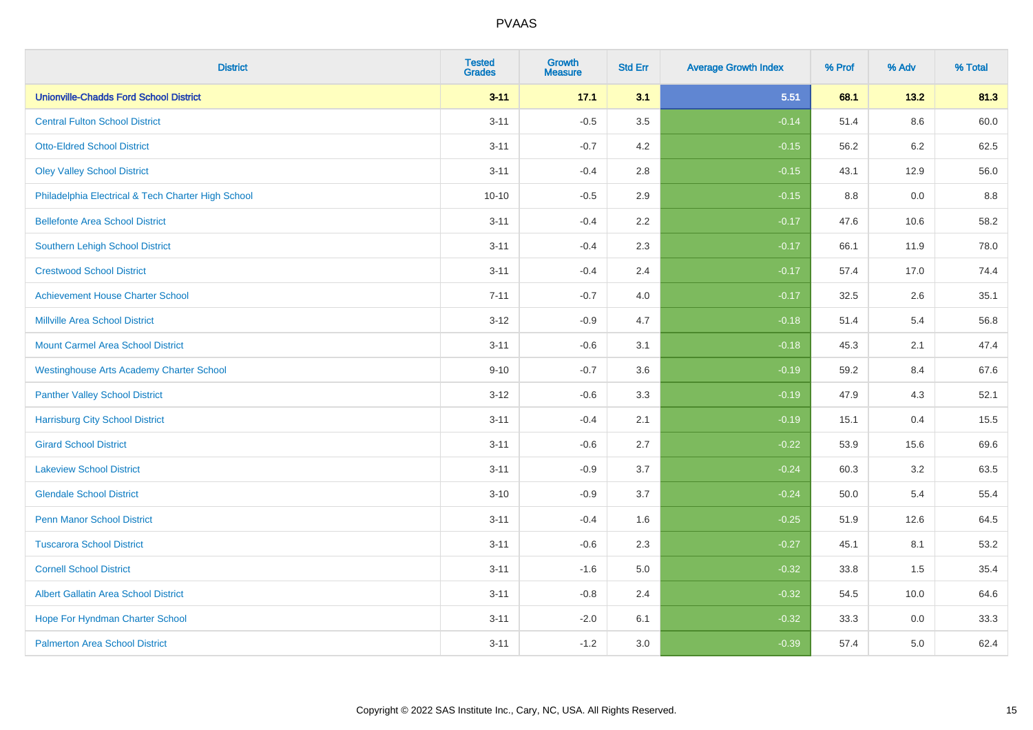# PVAAS

| District | Tested Grades | Growth Measure | Std Err | Average Growth Index | % Prof | % Adv | % Total |
|---|---|---|---|---|---|---|---|
| **Unionville-Chadds Ford School District** | **3-11** | **17.1** | **3.1** | **5.51** | **68.1** | **13.2** | **81.3** |
| Central Fulton School District | 3-11 | -0.5 | 3.5 | -0.14 | 51.4 | 8.6 | 60.0 |
| Otto-Eldred School District | 3-11 | -0.7 | 4.2 | -0.15 | 56.2 | 6.2 | 62.5 |
| Oley Valley School District | 3-11 | -0.4 | 2.8 | -0.15 | 43.1 | 12.9 | 56.0 |
| Philadelphia Electrical & Tech Charter High School | 10-10 | -0.5 | 2.9 | -0.15 | 8.8 | 0.0 | 8.8 |
| Bellefonte Area School District | 3-11 | -0.4 | 2.2 | -0.17 | 47.6 | 10.6 | 58.2 |
| Southern Lehigh School District | 3-11 | -0.4 | 2.3 | -0.17 | 66.1 | 11.9 | 78.0 |
| Crestwood School District | 3-11 | -0.4 | 2.4 | -0.17 | 57.4 | 17.0 | 74.4 |
| Achievement House Charter School | 7-11 | -0.7 | 4.0 | -0.17 | 32.5 | 2.6 | 35.1 |
| Millville Area School District | 3-12 | -0.9 | 4.7 | -0.18 | 51.4 | 5.4 | 56.8 |
| Mount Carmel Area School District | 3-11 | -0.6 | 3.1 | -0.18 | 45.3 | 2.1 | 47.4 |
| Westinghouse Arts Academy Charter School | 9-10 | -0.7 | 3.6 | -0.19 | 59.2 | 8.4 | 67.6 |
| Panther Valley School District | 3-12 | -0.6 | 3.3 | -0.19 | 47.9 | 4.3 | 52.1 |
| Harrisburg City School District | 3-11 | -0.4 | 2.1 | -0.19 | 15.1 | 0.4 | 15.5 |
| Girard School District | 3-11 | -0.6 | 2.7 | -0.22 | 53.9 | 15.6 | 69.6 |
| Lakeview School District | 3-11 | -0.9 | 3.7 | -0.24 | 60.3 | 3.2 | 63.5 |
| Glendale School District | 3-10 | -0.9 | 3.7 | -0.24 | 50.0 | 5.4 | 55.4 |
| Penn Manor School District | 3-11 | -0.4 | 1.6 | -0.25 | 51.9 | 12.6 | 64.5 |
| Tuscarora School District | 3-11 | -0.6 | 2.3 | -0.27 | 45.1 | 8.1 | 53.2 |
| Cornell School District | 3-11 | -1.6 | 5.0 | -0.32 | 33.8 | 1.5 | 35.4 |
| Albert Gallatin Area School District | 3-11 | -0.8 | 2.4 | -0.32 | 54.5 | 10.0 | 64.6 |
| Hope For Hyndman Charter School | 3-11 | -2.0 | 6.1 | -0.32 | 33.3 | 0.0 | 33.3 |
| Palmerton Area School District | 3-11 | -1.2 | 3.0 | -0.39 | 57.4 | 5.0 | 62.4 |

Copyright © 2022 SAS Institute Inc., Cary, NC, USA. All Rights Reserved.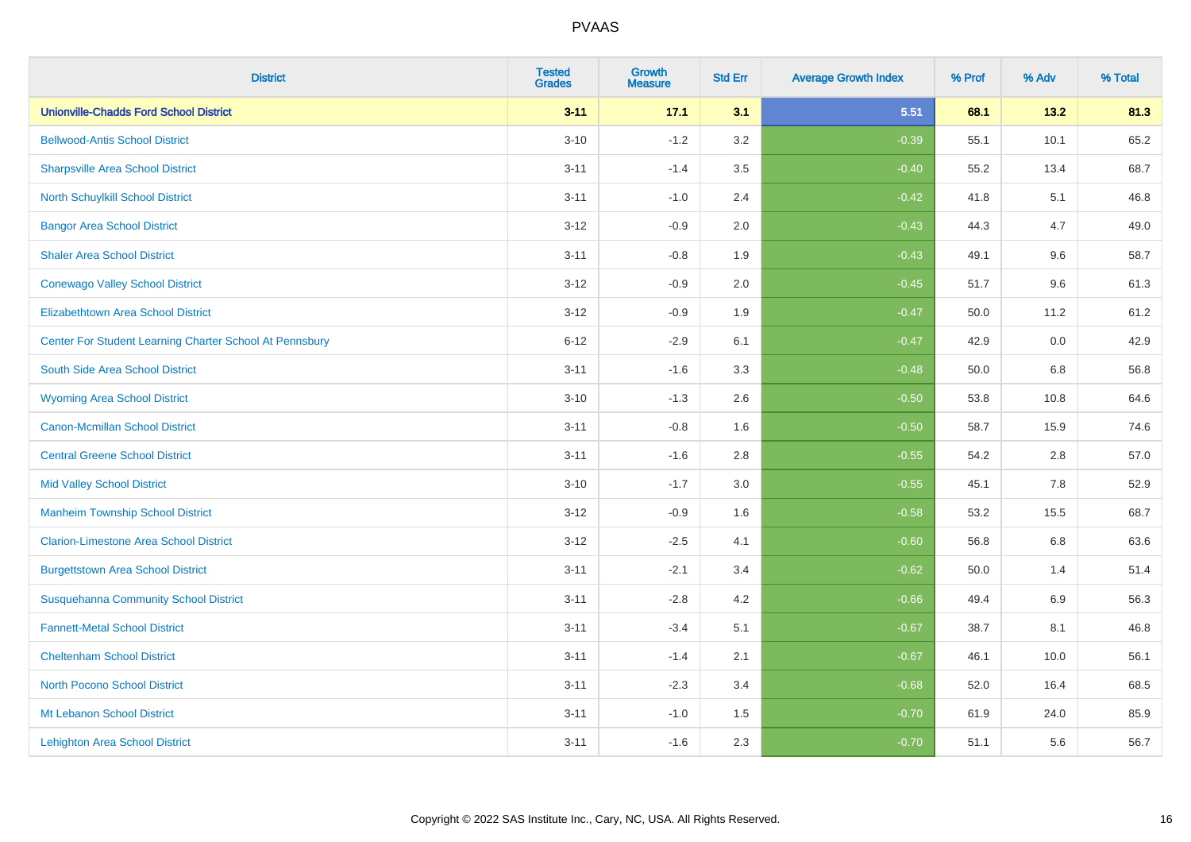# PVAAS

| District | Tested Grades | Growth Measure | Std Err | Average Growth Index | % Prof | % Adv | % Total |
|---|---|---|---|---|---|---|---|
| **Unionville-Chadds Ford School District** | **3-11** | **17.1** | **3.1** | **5.51** | **68.1** | **13.2** | **81.3** |
| Bellwood-Antis School District | 3-10 | -1.2 | 3.2 | -0.39 | 55.1 | 10.1 | 65.2 |
| Sharpsville Area School District | 3-11 | -1.4 | 3.5 | -0.40 | 55.2 | 13.4 | 68.7 |
| North Schuylkill School District | 3-11 | -1.0 | 2.4 | -0.42 | 41.8 | 5.1 | 46.8 |
| Bangor Area School District | 3-12 | -0.9 | 2.0 | -0.43 | 44.3 | 4.7 | 49.0 |
| Shaler Area School District | 3-11 | -0.8 | 1.9 | -0.43 | 49.1 | 9.6 | 58.7 |
| Conewago Valley School District | 3-12 | -0.9 | 2.0 | -0.45 | 51.7 | 9.6 | 61.3 |
| Elizabethtown Area School District | 3-12 | -0.9 | 1.9 | -0.47 | 50.0 | 11.2 | 61.2 |
| Center For Student Learning Charter School At Pennsbury | 6-12 | -2.9 | 6.1 | -0.47 | 42.9 | 0.0 | 42.9 |
| South Side Area School District | 3-11 | -1.6 | 3.3 | -0.48 | 50.0 | 6.8 | 56.8 |
| Wyoming Area School District | 3-10 | -1.3 | 2.6 | -0.50 | 53.8 | 10.8 | 64.6 |
| Canon-Mcmillan School District | 3-11 | -0.8 | 1.6 | -0.50 | 58.7 | 15.9 | 74.6 |
| Central Greene School District | 3-11 | -1.6 | 2.8 | -0.55 | 54.2 | 2.8 | 57.0 |
| Mid Valley School District | 3-10 | -1.7 | 3.0 | -0.55 | 45.1 | 7.8 | 52.9 |
| Manheim Township School District | 3-12 | -0.9 | 1.6 | -0.58 | 53.2 | 15.5 | 68.7 |
| Clarion-Limestone Area School District | 3-12 | -2.5 | 4.1 | -0.60 | 56.8 | 6.8 | 63.6 |
| Burgettstown Area School District | 3-11 | -2.1 | 3.4 | -0.62 | 50.0 | 1.4 | 51.4 |
| Susquehanna Community School District | 3-11 | -2.8 | 4.2 | -0.66 | 49.4 | 6.9 | 56.3 |
| Fannett-Metal School District | 3-11 | -3.4 | 5.1 | -0.67 | 38.7 | 8.1 | 46.8 |
| Cheltenham School District | 3-11 | -1.4 | 2.1 | -0.67 | 46.1 | 10.0 | 56.1 |
| North Pocono School District | 3-11 | -2.3 | 3.4 | -0.68 | 52.0 | 16.4 | 68.5 |
| Mt Lebanon School District | 3-11 | -1.0 | 1.5 | -0.70 | 61.9 | 24.0 | 85.9 |
| Lehighton Area School District | 3-11 | -1.6 | 2.3 | -0.70 | 51.1 | 5.6 | 56.7 |

Copyright © 2022 SAS Institute Inc., Cary, NC, USA. All Rights Reserved.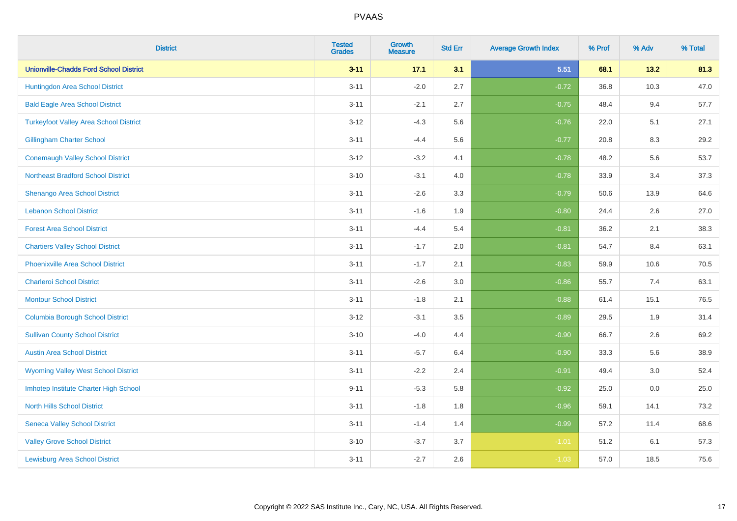| District | Tested Grades | Growth Measure | Std Err | Average Growth Index | % Prof | % Adv | % Total |
|---|---|---|---|---|---|---|---|
| **Unionville-Chadds Ford School District** | **3-11** | **17.1** | **3.1** | **5.51** | **68.1** | **13.2** | **81.3** |
| Huntingdon Area School District | 3-11 | -2.0 | 2.7 | -0.72 | 36.8 | 10.3 | 47.0 |
| Bald Eagle Area School District | 3-11 | -2.1 | 2.7 | -0.75 | 48.4 | 9.4 | 57.7 |
| Turkeyfoot Valley Area School District | 3-12 | -4.3 | 5.6 | -0.76 | 22.0 | 5.1 | 27.1 |
| Gillingham Charter School | 3-11 | -4.4 | 5.6 | -0.77 | 20.8 | 8.3 | 29.2 |
| Conemaugh Valley School District | 3-12 | -3.2 | 4.1 | -0.78 | 48.2 | 5.6 | 53.7 |
| Northeast Bradford School District | 3-10 | -3.1 | 4.0 | -0.78 | 33.9 | 3.4 | 37.3 |
| Shenango Area School District | 3-11 | -2.6 | 3.3 | -0.79 | 50.6 | 13.9 | 64.6 |
| Lebanon School District | 3-11 | -1.6 | 1.9 | -0.80 | 24.4 | 2.6 | 27.0 |
| Forest Area School District | 3-11 | -4.4 | 5.4 | -0.81 | 36.2 | 2.1 | 38.3 |
| Chartiers Valley School District | 3-11 | -1.7 | 2.0 | -0.81 | 54.7 | 8.4 | 63.1 |
| Phoenixville Area School District | 3-11 | -1.7 | 2.1 | -0.83 | 59.9 | 10.6 | 70.5 |
| Charleroi School District | 3-11 | -2.6 | 3.0 | -0.86 | 55.7 | 7.4 | 63.1 |
| Montour School District | 3-11 | -1.8 | 2.1 | -0.88 | 61.4 | 15.1 | 76.5 |
| Columbia Borough School District | 3-12 | -3.1 | 3.5 | -0.89 | 29.5 | 1.9 | 31.4 |
| Sullivan County School District | 3-10 | -4.0 | 4.4 | -0.90 | 66.7 | 2.6 | 69.2 |
| Austin Area School District | 3-11 | -5.7 | 6.4 | -0.90 | 33.3 | 5.6 | 38.9 |
| Wyoming Valley West School District | 3-11 | -2.2 | 2.4 | -0.91 | 49.4 | 3.0 | 52.4 |
| Imhotep Institute Charter High School | 9-11 | -5.3 | 5.8 | -0.92 | 25.0 | 0.0 | 25.0 |
| North Hills School District | 3-11 | -1.8 | 1.8 | -0.96 | 59.1 | 14.1 | 73.2 |
| Seneca Valley School District | 3-11 | -1.4 | 1.4 | -0.99 | 57.2 | 11.4 | 68.6 |
| Valley Grove School District | 3-10 | -3.7 | 3.7 | -1.01 | 51.2 | 6.1 | 57.3 |
| Lewisburg Area School District | 3-11 | -2.7 | 2.6 | -1.03 | 57.0 | 18.5 | 75.6 |

Copyright © 2022 SAS Institute Inc., Cary, NC, USA. All Rights Reserved.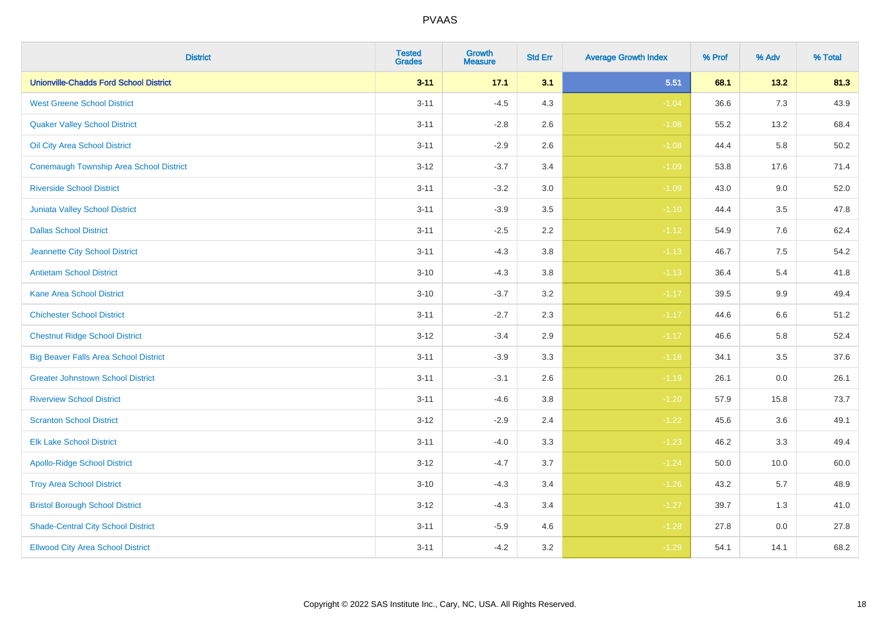| District | Tested Grades | Growth Measure | Std Err | Average Growth Index | % Prof | % Adv | % Total |
|---|---|---|---|---|---|---|---|
| **Unionville-Chadds Ford School District** | **3-11** | **17.1** | **3.1** | **5.51** | **68.1** | **13.2** | **81.3** |
| West Greene School District | 3-11 | -4.5 | 4.3 | -1.04 | 36.6 | 7.3 | 43.9 |
| Quaker Valley School District | 3-11 | -2.8 | 2.6 | -1.08 | 55.2 | 13.2 | 68.4 |
| Oil City Area School District | 3-11 | -2.9 | 2.6 | -1.08 | 44.4 | 5.8 | 50.2 |
| Conemaugh Township Area School District | 3-12 | -3.7 | 3.4 | -1.09 | 53.8 | 17.6 | 71.4 |
| Riverside School District | 3-11 | -3.2 | 3.0 | -1.09 | 43.0 | 9.0 | 52.0 |
| Juniata Valley School District | 3-11 | -3.9 | 3.5 | -1.10 | 44.4 | 3.5 | 47.8 |
| Dallas School District | 3-11 | -2.5 | 2.2 | -1.12 | 54.9 | 7.6 | 62.4 |
| Jeannette City School District | 3-11 | -4.3 | 3.8 | -1.13 | 46.7 | 7.5 | 54.2 |
| Antietam School District | 3-10 | -4.3 | 3.8 | -1.13 | 36.4 | 5.4 | 41.8 |
| Kane Area School District | 3-10 | -3.7 | 3.2 | -1.17 | 39.5 | 9.9 | 49.4 |
| Chichester School District | 3-11 | -2.7 | 2.3 | -1.17 | 44.6 | 6.6 | 51.2 |
| Chestnut Ridge School District | 3-12 | -3.4 | 2.9 | -1.17 | 46.6 | 5.8 | 52.4 |
| Big Beaver Falls Area School District | 3-11 | -3.9 | 3.3 | -1.18 | 34.1 | 3.5 | 37.6 |
| Greater Johnstown School District | 3-11 | -3.1 | 2.6 | -1.19 | 26.1 | 0.0 | 26.1 |
| Riverview School District | 3-11 | -4.6 | 3.8 | -1.20 | 57.9 | 15.8 | 73.7 |
| Scranton School District | 3-12 | -2.9 | 2.4 | -1.22 | 45.6 | 3.6 | 49.1 |
| Elk Lake School District | 3-11 | -4.0 | 3.3 | -1.23 | 46.2 | 3.3 | 49.4 |
| Apollo-Ridge School District | 3-12 | -4.7 | 3.7 | -1.24 | 50.0 | 10.0 | 60.0 |
| Troy Area School District | 3-10 | -4.3 | 3.4 | -1.26 | 43.2 | 5.7 | 48.9 |
| Bristol Borough School District | 3-12 | -4.3 | 3.4 | -1.27 | 39.7 | 1.3 | 41.0 |
| Shade-Central City School District | 3-11 | -5.9 | 4.6 | -1.28 | 27.8 | 0.0 | 27.8 |
| Ellwood City Area School District | 3-11 | -4.2 | 3.2 | -1.29 | 54.1 | 14.1 | 68.2 |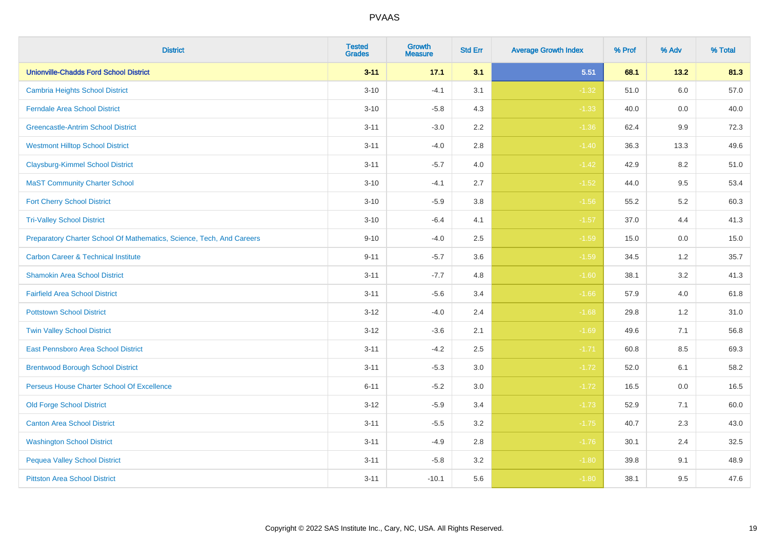# PVAAS

| District | Tested Grades | Growth Measure | Std Err | Average Growth Index | % Prof | % Adv | % Total |
|---|---|---|---|---|---|---|---|
| **Unionville-Chadds Ford School District** | **3-11** | **17.1** | **3.1** | **5.51** | **68.1** | **13.2** | **81.3** |
| Cambria Heights School District | 3-10 | -4.1 | 3.1 | -1.32 | 51.0 | 6.0 | 57.0 |
| Ferndale Area School District | 3-10 | -5.8 | 4.3 | -1.33 | 40.0 | 0.0 | 40.0 |
| Greencastle-Antrim School District | 3-11 | -3.0 | 2.2 | -1.36 | 62.4 | 9.9 | 72.3 |
| Westmont Hilltop School District | 3-11 | -4.0 | 2.8 | -1.40 | 36.3 | 13.3 | 49.6 |
| Claysburg-Kimmel School District | 3-11 | -5.7 | 4.0 | -1.42 | 42.9 | 8.2 | 51.0 |
| MaST Community Charter School | 3-10 | -4.1 | 2.7 | -1.52 | 44.0 | 9.5 | 53.4 |
| Fort Cherry School District | 3-10 | -5.9 | 3.8 | -1.56 | 55.2 | 5.2 | 60.3 |
| Tri-Valley School District | 3-10 | -6.4 | 4.1 | -1.57 | 37.0 | 4.4 | 41.3 |
| Preparatory Charter School Of Mathematics, Science, Tech, And Careers | 9-10 | -4.0 | 2.5 | -1.59 | 15.0 | 0.0 | 15.0 |
| Carbon Career & Technical Institute | 9-11 | -5.7 | 3.6 | -1.59 | 34.5 | 1.2 | 35.7 |
| Shamokin Area School District | 3-11 | -7.7 | 4.8 | -1.60 | 38.1 | 3.2 | 41.3 |
| Fairfield Area School District | 3-11 | -5.6 | 3.4 | -1.66 | 57.9 | 4.0 | 61.8 |
| Pottstown School District | 3-12 | -4.0 | 2.4 | -1.68 | 29.8 | 1.2 | 31.0 |
| Twin Valley School District | 3-12 | -3.6 | 2.1 | -1.69 | 49.6 | 7.1 | 56.8 |
| East Pennsboro Area School District | 3-11 | -4.2 | 2.5 | -1.71 | 60.8 | 8.5 | 69.3 |
| Brentwood Borough School District | 3-11 | -5.3 | 3.0 | -1.72 | 52.0 | 6.1 | 58.2 |
| Perseus House Charter School Of Excellence | 6-11 | -5.2 | 3.0 | -1.72 | 16.5 | 0.0 | 16.5 |
| Old Forge School District | 3-12 | -5.9 | 3.4 | -1.73 | 52.9 | 7.1 | 60.0 |
| Canton Area School District | 3-11 | -5.5 | 3.2 | -1.75 | 40.7 | 2.3 | 43.0 |
| Washington School District | 3-11 | -4.9 | 2.8 | -1.76 | 30.1 | 2.4 | 32.5 |
| Pequea Valley School District | 3-11 | -5.8 | 3.2 | -1.80 | 39.8 | 9.1 | 48.9 |
| Pittston Area School District | 3-11 | -10.1 | 5.6 | -1.80 | 38.1 | 9.5 | 47.6 |

Copyright © 2022 SAS Institute Inc., Cary, NC, USA. All Rights Reserved.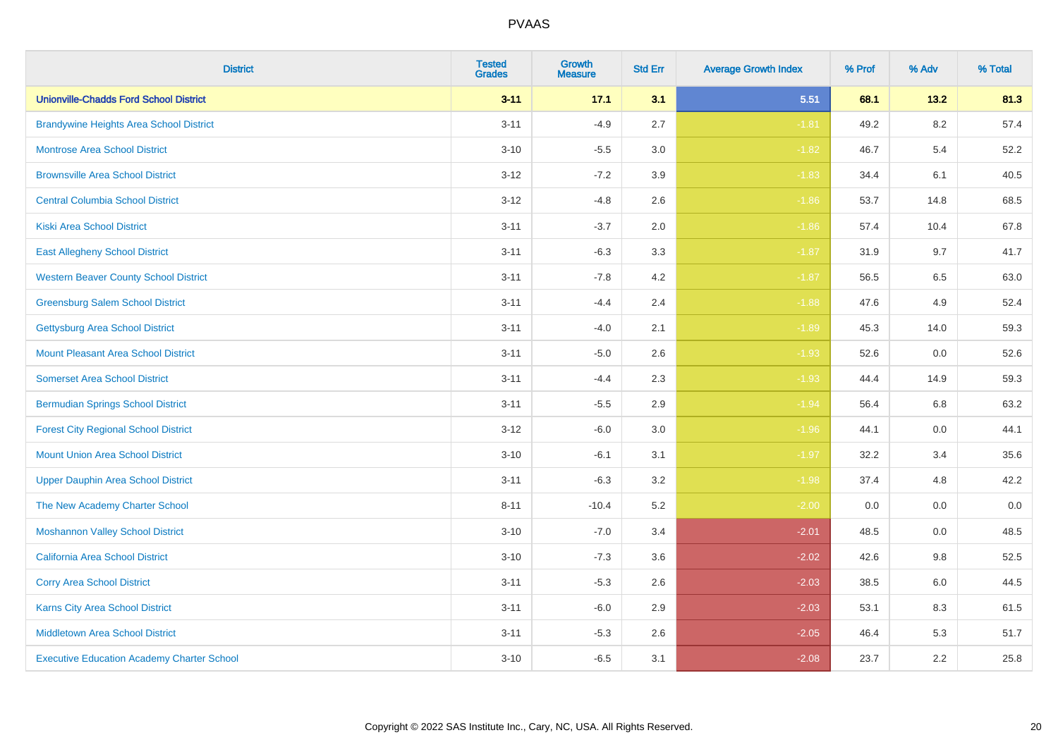PVAAS

| District | Tested Grades | Growth Measure | Std Err | Average Growth Index | % Prof | % Adv | % Total |
|---|---|---|---|---|---|---|---|
| **Unionville-Chadds Ford School District** | **3-11** | **17.1** | **3.1** | **5.51** | **68.1** | **13.2** | **81.3** |
| Brandywine Heights Area School District | 3-11 | -4.9 | 2.7 | -1.81 | 49.2 | 8.2 | 57.4 |
| Montrose Area School District | 3-10 | -5.5 | 3.0 | -1.82 | 46.7 | 5.4 | 52.2 |
| Brownsville Area School District | 3-12 | -7.2 | 3.9 | -1.83 | 34.4 | 6.1 | 40.5 |
| Central Columbia School District | 3-12 | -4.8 | 2.6 | -1.86 | 53.7 | 14.8 | 68.5 |
| Kiski Area School District | 3-11 | -3.7 | 2.0 | -1.86 | 57.4 | 10.4 | 67.8 |
| East Allegheny School District | 3-11 | -6.3 | 3.3 | -1.87 | 31.9 | 9.7 | 41.7 |
| Western Beaver County School District | 3-11 | -7.8 | 4.2 | -1.87 | 56.5 | 6.5 | 63.0 |
| Greensburg Salem School District | 3-11 | -4.4 | 2.4 | -1.88 | 47.6 | 4.9 | 52.4 |
| Gettysburg Area School District | 3-11 | -4.0 | 2.1 | -1.89 | 45.3 | 14.0 | 59.3 |
| Mount Pleasant Area School District | 3-11 | -5.0 | 2.6 | -1.93 | 52.6 | 0.0 | 52.6 |
| Somerset Area School District | 3-11 | -4.4 | 2.3 | -1.93 | 44.4 | 14.9 | 59.3 |
| Bermudian Springs School District | 3-11 | -5.5 | 2.9 | -1.94 | 56.4 | 6.8 | 63.2 |
| Forest City Regional School District | 3-12 | -6.0 | 3.0 | -1.96 | 44.1 | 0.0 | 44.1 |
| Mount Union Area School District | 3-10 | -6.1 | 3.1 | -1.97 | 32.2 | 3.4 | 35.6 |
| Upper Dauphin Area School District | 3-11 | -6.3 | 3.2 | -1.98 | 37.4 | 4.8 | 42.2 |
| The New Academy Charter School | 8-11 | -10.4 | 5.2 | -2.00 | 0.0 | 0.0 | 0.0 |
| Moshannon Valley School District | 3-10 | -7.0 | 3.4 | -2.01 | 48.5 | 0.0 | 48.5 |
| California Area School District | 3-10 | -7.3 | 3.6 | -2.02 | 42.6 | 9.8 | 52.5 |
| Corry Area School District | 3-11 | -5.3 | 2.6 | -2.03 | 38.5 | 6.0 | 44.5 |
| Karns City Area School District | 3-11 | -6.0 | 2.9 | -2.03 | 53.1 | 8.3 | 61.5 |
| Middletown Area School District | 3-11 | -5.3 | 2.6 | -2.05 | 46.4 | 5.3 | 51.7 |
| Executive Education Academy Charter School | 3-10 | -6.5 | 3.1 | -2.08 | 23.7 | 2.2 | 25.8 |

Copyright © 2022 SAS Institute Inc., Cary, NC, USA. All Rights Reserved.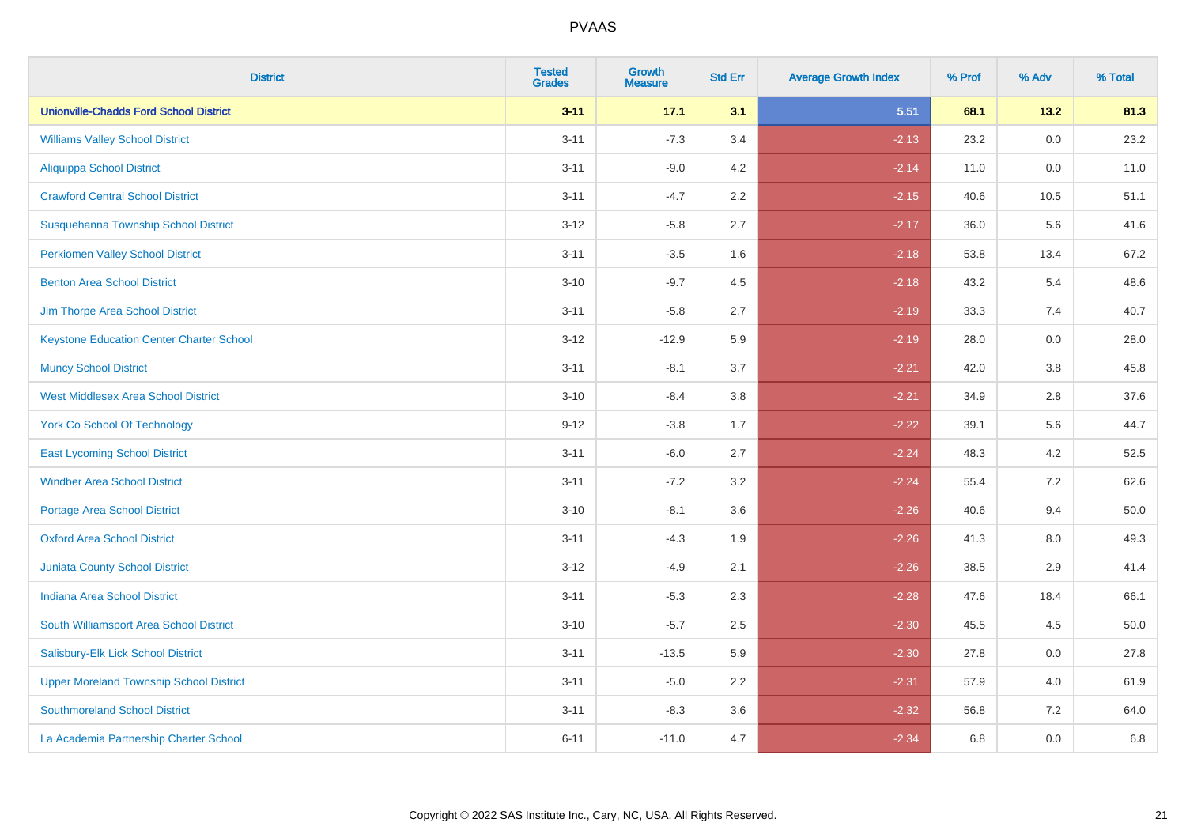PVAAS

| District | Tested Grades | Growth Measure | Std Err | Average Growth Index | % Prof | % Adv | % Total |
|---|---|---|---|---|---|---|---|
| **Unionville-Chadds Ford School District** | **3-11** | **17.1** | **3.1** | **5.51** | **68.1** | **13.2** | **81.3** |
| Williams Valley School District | 3-11 | -7.3 | 3.4 | -2.13 | 23.2 | 0.0 | 23.2 |
| Aliquippa School District | 3-11 | -9.0 | 4.2 | -2.14 | 11.0 | 0.0 | 11.0 |
| Crawford Central School District | 3-11 | -4.7 | 2.2 | -2.15 | 40.6 | 10.5 | 51.1 |
| Susquehanna Township School District | 3-12 | -5.8 | 2.7 | -2.17 | 36.0 | 5.6 | 41.6 |
| Perkiomen Valley School District | 3-11 | -3.5 | 1.6 | -2.18 | 53.8 | 13.4 | 67.2 |
| Benton Area School District | 3-10 | -9.7 | 4.5 | -2.18 | 43.2 | 5.4 | 48.6 |
| Jim Thorpe Area School District | 3-11 | -5.8 | 2.7 | -2.19 | 33.3 | 7.4 | 40.7 |
| Keystone Education Center Charter School | 3-12 | -12.9 | 5.9 | -2.19 | 28.0 | 0.0 | 28.0 |
| Muncy School District | 3-11 | -8.1 | 3.7 | -2.21 | 42.0 | 3.8 | 45.8 |
| West Middlesex Area School District | 3-10 | -8.4 | 3.8 | -2.21 | 34.9 | 2.8 | 37.6 |
| York Co School Of Technology | 9-12 | -3.8 | 1.7 | -2.22 | 39.1 | 5.6 | 44.7 |
| East Lycoming School District | 3-11 | -6.0 | 2.7 | -2.24 | 48.3 | 4.2 | 52.5 |
| Windber Area School District | 3-11 | -7.2 | 3.2 | -2.24 | 55.4 | 7.2 | 62.6 |
| Portage Area School District | 3-10 | -8.1 | 3.6 | -2.26 | 40.6 | 9.4 | 50.0 |
| Oxford Area School District | 3-11 | -4.3 | 1.9 | -2.26 | 41.3 | 8.0 | 49.3 |
| Juniata County School District | 3-12 | -4.9 | 2.1 | -2.26 | 38.5 | 2.9 | 41.4 |
| Indiana Area School District | 3-11 | -5.3 | 2.3 | -2.28 | 47.6 | 18.4 | 66.1 |
| South Williamsport Area School District | 3-10 | -5.7 | 2.5 | -2.30 | 45.5 | 4.5 | 50.0 |
| Salisbury-Elk Lick School District | 3-11 | -13.5 | 5.9 | -2.30 | 27.8 | 0.0 | 27.8 |
| Upper Moreland Township School District | 3-11 | -5.0 | 2.2 | -2.31 | 57.9 | 4.0 | 61.9 |
| Southmoreland School District | 3-11 | -8.3 | 3.6 | -2.32 | 56.8 | 7.2 | 64.0 |
| La Academia Partnership Charter School | 6-11 | -11.0 | 4.7 | -2.34 | 6.8 | 0.0 | 6.8 |

Copyright © 2022 SAS Institute Inc., Cary, NC, USA. All Rights Reserved.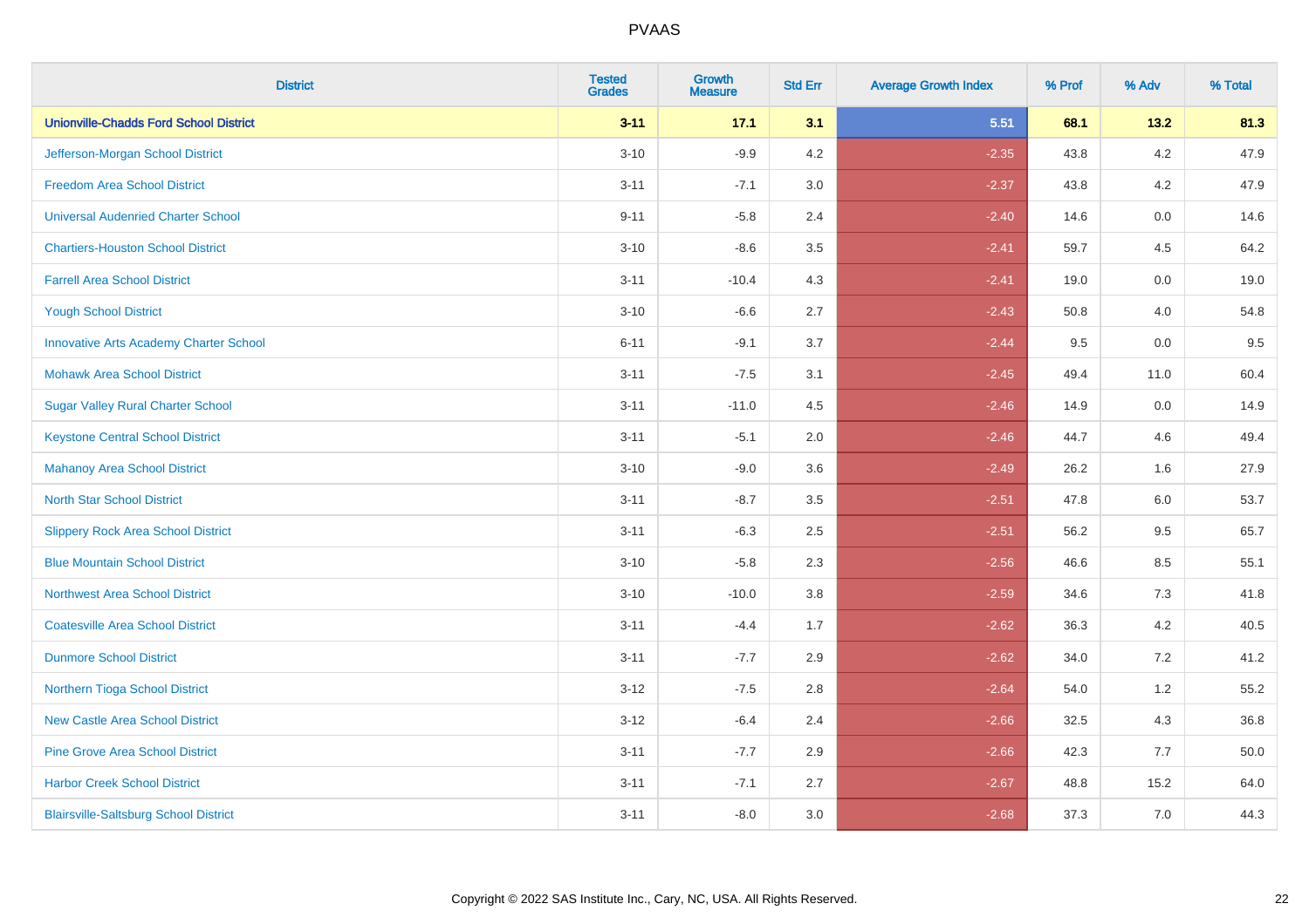| District | Tested Grades | Growth Measure | Std Err | Average Growth Index | % Prof | % Adv | % Total |
|---|---|---|---|---|---|---|---|
| **Unionville-Chadds Ford School District** | **3-11** | **17.1** | **3.1** | **5.51** | **68.1** | **13.2** | **81.3** |
| Jefferson-Morgan School District | 3-10 | -9.9 | 4.2 | -2.35 | 43.8 | 4.2 | 47.9 |
| Freedom Area School District | 3-11 | -7.1 | 3.0 | -2.37 | 43.8 | 4.2 | 47.9 |
| Universal Audenried Charter School | 9-11 | -5.8 | 2.4 | -2.40 | 14.6 | 0.0 | 14.6 |
| Chartiers-Houston School District | 3-10 | -8.6 | 3.5 | -2.41 | 59.7 | 4.5 | 64.2 |
| Farrell Area School District | 3-11 | -10.4 | 4.3 | -2.41 | 19.0 | 0.0 | 19.0 |
| Yough School District | 3-10 | -6.6 | 2.7 | -2.43 | 50.8 | 4.0 | 54.8 |
| Innovative Arts Academy Charter School | 6-11 | -9.1 | 3.7 | -2.44 | 9.5 | 0.0 | 9.5 |
| Mohawk Area School District | 3-11 | -7.5 | 3.1 | -2.45 | 49.4 | 11.0 | 60.4 |
| Sugar Valley Rural Charter School | 3-11 | -11.0 | 4.5 | -2.46 | 14.9 | 0.0 | 14.9 |
| Keystone Central School District | 3-11 | -5.1 | 2.0 | -2.46 | 44.7 | 4.6 | 49.4 |
| Mahanoy Area School District | 3-10 | -9.0 | 3.6 | -2.49 | 26.2 | 1.6 | 27.9 |
| North Star School District | 3-11 | -8.7 | 3.5 | -2.51 | 47.8 | 6.0 | 53.7 |
| Slippery Rock Area School District | 3-11 | -6.3 | 2.5 | -2.51 | 56.2 | 9.5 | 65.7 |
| Blue Mountain School District | 3-10 | -5.8 | 2.3 | -2.56 | 46.6 | 8.5 | 55.1 |
| Northwest Area School District | 3-10 | -10.0 | 3.8 | -2.59 | 34.6 | 7.3 | 41.8 |
| Coatesville Area School District | 3-11 | -4.4 | 1.7 | -2.62 | 36.3 | 4.2 | 40.5 |
| Dunmore School District | 3-11 | -7.7 | 2.9 | -2.62 | 34.0 | 7.2 | 41.2 |
| Northern Tioga School District | 3-12 | -7.5 | 2.8 | -2.64 | 54.0 | 1.2 | 55.2 |
| New Castle Area School District | 3-12 | -6.4 | 2.4 | -2.66 | 32.5 | 4.3 | 36.8 |
| Pine Grove Area School District | 3-11 | -7.7 | 2.9 | -2.66 | 42.3 | 7.7 | 50.0 |
| Harbor Creek School District | 3-11 | -7.1 | 2.7 | -2.67 | 48.8 | 15.2 | 64.0 |
| Blairsville-Saltsburg School District | 3-11 | -8.0 | 3.0 | -2.68 | 37.3 | 7.0 | 44.3 |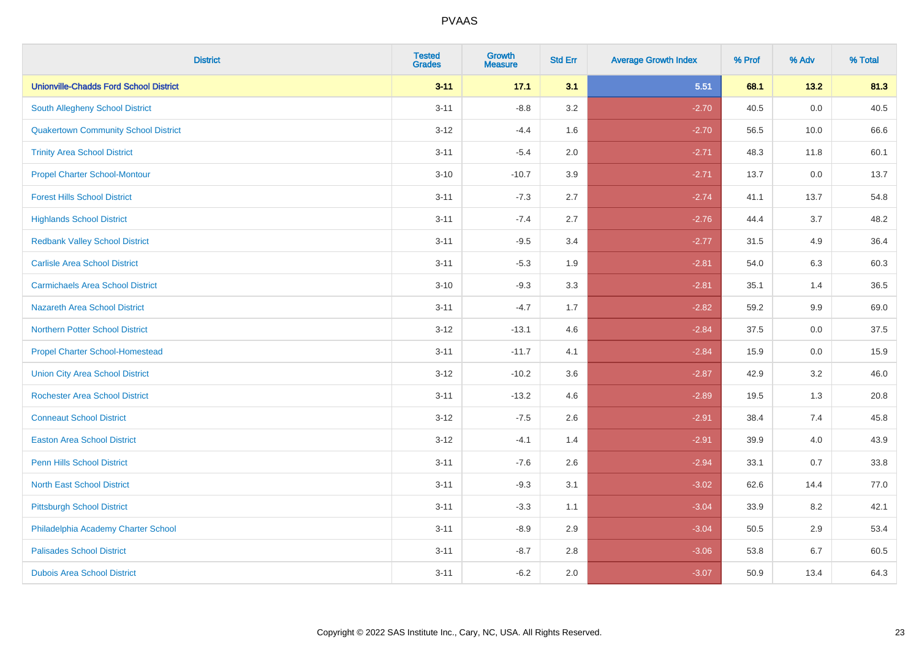| District | Tested Grades | Growth Measure | Std Err | Average Growth Index | % Prof | % Adv | % Total |
|---|---|---|---|---|---|---|---|
| **Unionville-Chadds Ford School District** | **3-11** | **17.1** | **3.1** | **5.51** | **68.1** | **13.2** | **81.3** |
| South Allegheny School District | 3-11 | -8.8 | 3.2 | -2.70 | 40.5 | 0.0 | 40.5 |
| Quakertown Community School District | 3-12 | -4.4 | 1.6 | -2.70 | 56.5 | 10.0 | 66.6 |
| Trinity Area School District | 3-11 | -5.4 | 2.0 | -2.71 | 48.3 | 11.8 | 60.1 |
| Propel Charter School-Montour | 3-10 | -10.7 | 3.9 | -2.71 | 13.7 | 0.0 | 13.7 |
| Forest Hills School District | 3-11 | -7.3 | 2.7 | -2.74 | 41.1 | 13.7 | 54.8 |
| Highlands School District | 3-11 | -7.4 | 2.7 | -2.76 | 44.4 | 3.7 | 48.2 |
| Redbank Valley School District | 3-11 | -9.5 | 3.4 | -2.77 | 31.5 | 4.9 | 36.4 |
| Carlisle Area School District | 3-11 | -5.3 | 1.9 | -2.81 | 54.0 | 6.3 | 60.3 |
| Carmichaels Area School District | 3-10 | -9.3 | 3.3 | -2.81 | 35.1 | 1.4 | 36.5 |
| Nazareth Area School District | 3-11 | -4.7 | 1.7 | -2.82 | 59.2 | 9.9 | 69.0 |
| Northern Potter School District | 3-12 | -13.1 | 4.6 | -2.84 | 37.5 | 0.0 | 37.5 |
| Propel Charter School-Homestead | 3-11 | -11.7 | 4.1 | -2.84 | 15.9 | 0.0 | 15.9 |
| Union City Area School District | 3-12 | -10.2 | 3.6 | -2.87 | 42.9 | 3.2 | 46.0 |
| Rochester Area School District | 3-11 | -13.2 | 4.6 | -2.89 | 19.5 | 1.3 | 20.8 |
| Conneaut School District | 3-12 | -7.5 | 2.6 | -2.91 | 38.4 | 7.4 | 45.8 |
| Easton Area School District | 3-12 | -4.1 | 1.4 | -2.91 | 39.9 | 4.0 | 43.9 |
| Penn Hills School District | 3-11 | -7.6 | 2.6 | -2.94 | 33.1 | 0.7 | 33.8 |
| North East School District | 3-11 | -9.3 | 3.1 | -3.02 | 62.6 | 14.4 | 77.0 |
| Pittsburgh School District | 3-11 | -3.3 | 1.1 | -3.04 | 33.9 | 8.2 | 42.1 |
| Philadelphia Academy Charter School | 3-11 | -8.9 | 2.9 | -3.04 | 50.5 | 2.9 | 53.4 |
| Palisades School District | 3-11 | -8.7 | 2.8 | -3.06 | 53.8 | 6.7 | 60.5 |
| Dubois Area School District | 3-11 | -6.2 | 2.0 | -3.07 | 50.9 | 13.4 | 64.3 |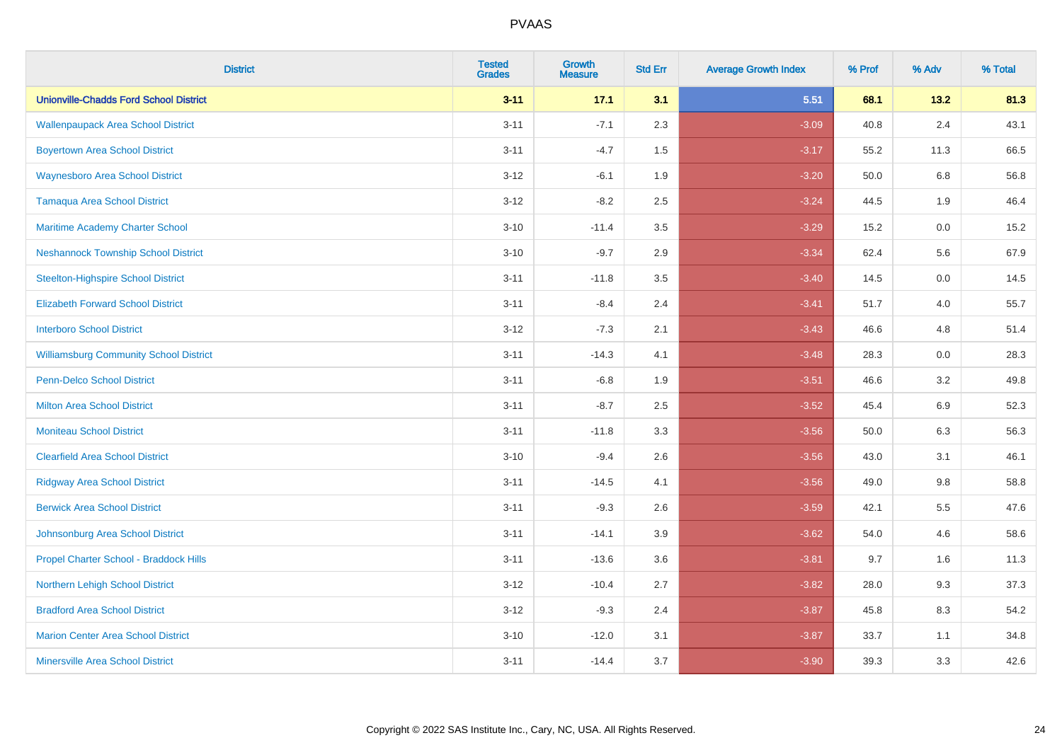# PVAAS

| District | Tested Grades | Growth Measure | Std Err | Average Growth Index | % Prof | % Adv | % Total |
|---|---|---|---|---|---|---|---|
| **Unionville-Chadds Ford School District** | **3-11** | **17.1** | **3.1** | **5.51** | **68.1** | **13.2** | **81.3** |
| Wallenpaupack Area School District | 3-11 | -7.1 | 2.3 | -3.09 | 40.8 | 2.4 | 43.1 |
| Boyertown Area School District | 3-11 | -4.7 | 1.5 | -3.17 | 55.2 | 11.3 | 66.5 |
| Waynesboro Area School District | 3-12 | -6.1 | 1.9 | -3.20 | 50.0 | 6.8 | 56.8 |
| Tamaqua Area School District | 3-12 | -8.2 | 2.5 | -3.24 | 44.5 | 1.9 | 46.4 |
| Maritime Academy Charter School | 3-10 | -11.4 | 3.5 | -3.29 | 15.2 | 0.0 | 15.2 |
| Neshannock Township School District | 3-10 | -9.7 | 2.9 | -3.34 | 62.4 | 5.6 | 67.9 |
| Steelton-Highspire School District | 3-11 | -11.8 | 3.5 | -3.40 | 14.5 | 0.0 | 14.5 |
| Elizabeth Forward School District | 3-11 | -8.4 | 2.4 | -3.41 | 51.7 | 4.0 | 55.7 |
| Interboro School District | 3-12 | -7.3 | 2.1 | -3.43 | 46.6 | 4.8 | 51.4 |
| Williamsburg Community School District | 3-11 | -14.3 | 4.1 | -3.48 | 28.3 | 0.0 | 28.3 |
| Penn-Delco School District | 3-11 | -6.8 | 1.9 | -3.51 | 46.6 | 3.2 | 49.8 |
| Milton Area School District | 3-11 | -8.7 | 2.5 | -3.52 | 45.4 | 6.9 | 52.3 |
| Moniteau School District | 3-11 | -11.8 | 3.3 | -3.56 | 50.0 | 6.3 | 56.3 |
| Clearfield Area School District | 3-10 | -9.4 | 2.6 | -3.56 | 43.0 | 3.1 | 46.1 |
| Ridgway Area School District | 3-11 | -14.5 | 4.1 | -3.56 | 49.0 | 9.8 | 58.8 |
| Berwick Area School District | 3-11 | -9.3 | 2.6 | -3.59 | 42.1 | 5.5 | 47.6 |
| Johnsonburg Area School District | 3-11 | -14.1 | 3.9 | -3.62 | 54.0 | 4.6 | 58.6 |
| Propel Charter School - Braddock Hills | 3-11 | -13.6 | 3.6 | -3.81 | 9.7 | 1.6 | 11.3 |
| Northern Lehigh School District | 3-12 | -10.4 | 2.7 | -3.82 | 28.0 | 9.3 | 37.3 |
| Bradford Area School District | 3-12 | -9.3 | 2.4 | -3.87 | 45.8 | 8.3 | 54.2 |
| Marion Center Area School District | 3-10 | -12.0 | 3.1 | -3.87 | 33.7 | 1.1 | 34.8 |
| Minersville Area School District | 3-11 | -14.4 | 3.7 | -3.90 | 39.3 | 3.3 | 42.6 |

Copyright © 2022 SAS Institute Inc., Cary, NC, USA. All Rights Reserved.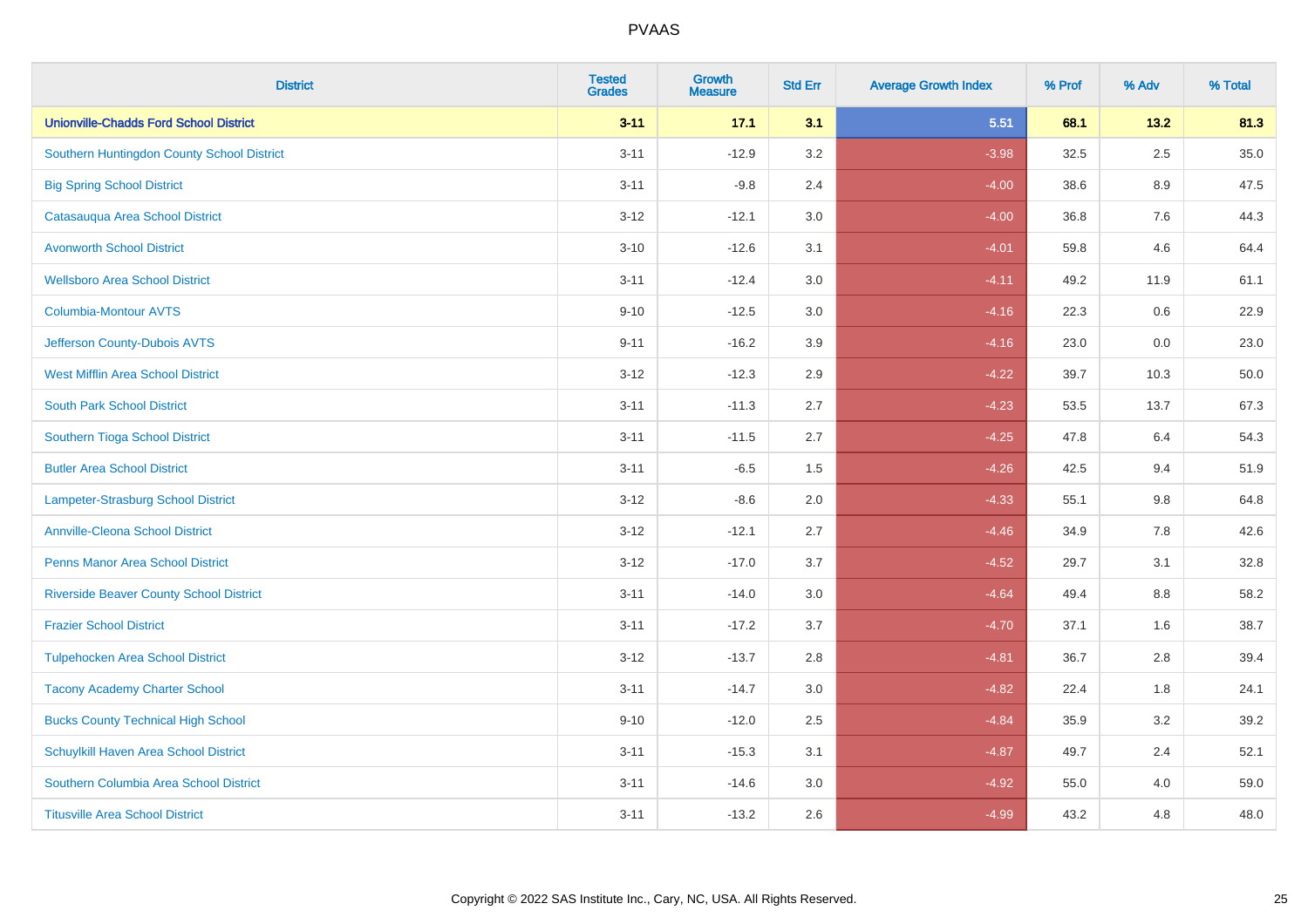| District | Tested Grades | Growth Measure | Std Err | Average Growth Index | % Prof | % Adv | % Total |
|---|---|---|---|---|---|---|---|
| **Unionville-Chadds Ford School District** | **3-11** | **17.1** | **3.1** | **5.51** | **68.1** | **13.2** | **81.3** |
| Southern Huntingdon County School District | 3-11 | -12.9 | 3.2 | -3.98 | 32.5 | 2.5 | 35.0 |
| Big Spring School District | 3-11 | -9.8 | 2.4 | -4.00 | 38.6 | 8.9 | 47.5 |
| Catasauqua Area School District | 3-12 | -12.1 | 3.0 | -4.00 | 36.8 | 7.6 | 44.3 |
| Avonworth School District | 3-10 | -12.6 | 3.1 | -4.01 | 59.8 | 4.6 | 64.4 |
| Wellsboro Area School District | 3-11 | -12.4 | 3.0 | -4.11 | 49.2 | 11.9 | 61.1 |
| Columbia-Montour AVTS | 9-10 | -12.5 | 3.0 | -4.16 | 22.3 | 0.6 | 22.9 |
| Jefferson County-Dubois AVTS | 9-11 | -16.2 | 3.9 | -4.16 | 23.0 | 0.0 | 23.0 |
| West Mifflin Area School District | 3-12 | -12.3 | 2.9 | -4.22 | 39.7 | 10.3 | 50.0 |
| South Park School District | 3-11 | -11.3 | 2.7 | -4.23 | 53.5 | 13.7 | 67.3 |
| Southern Tioga School District | 3-11 | -11.5 | 2.7 | -4.25 | 47.8 | 6.4 | 54.3 |
| Butler Area School District | 3-11 | -6.5 | 1.5 | -4.26 | 42.5 | 9.4 | 51.9 |
| Lampeter-Strasburg School District | 3-12 | -8.6 | 2.0 | -4.33 | 55.1 | 9.8 | 64.8 |
| Annville-Cleona School District | 3-12 | -12.1 | 2.7 | -4.46 | 34.9 | 7.8 | 42.6 |
| Penns Manor Area School District | 3-12 | -17.0 | 3.7 | -4.52 | 29.7 | 3.1 | 32.8 |
| Riverside Beaver County School District | 3-11 | -14.0 | 3.0 | -4.64 | 49.4 | 8.8 | 58.2 |
| Frazier School District | 3-11 | -17.2 | 3.7 | -4.70 | 37.1 | 1.6 | 38.7 |
| Tulpehocken Area School District | 3-12 | -13.7 | 2.8 | -4.81 | 36.7 | 2.8 | 39.4 |
| Tacony Academy Charter School | 3-11 | -14.7 | 3.0 | -4.82 | 22.4 | 1.8 | 24.1 |
| Bucks County Technical High School | 9-10 | -12.0 | 2.5 | -4.84 | 35.9 | 3.2 | 39.2 |
| Schuylkill Haven Area School District | 3-11 | -15.3 | 3.1 | -4.87 | 49.7 | 2.4 | 52.1 |
| Southern Columbia Area School District | 3-11 | -14.6 | 3.0 | -4.92 | 55.0 | 4.0 | 59.0 |
| Titusville Area School District | 3-11 | -13.2 | 2.6 | -4.99 | 43.2 | 4.8 | 48.0 |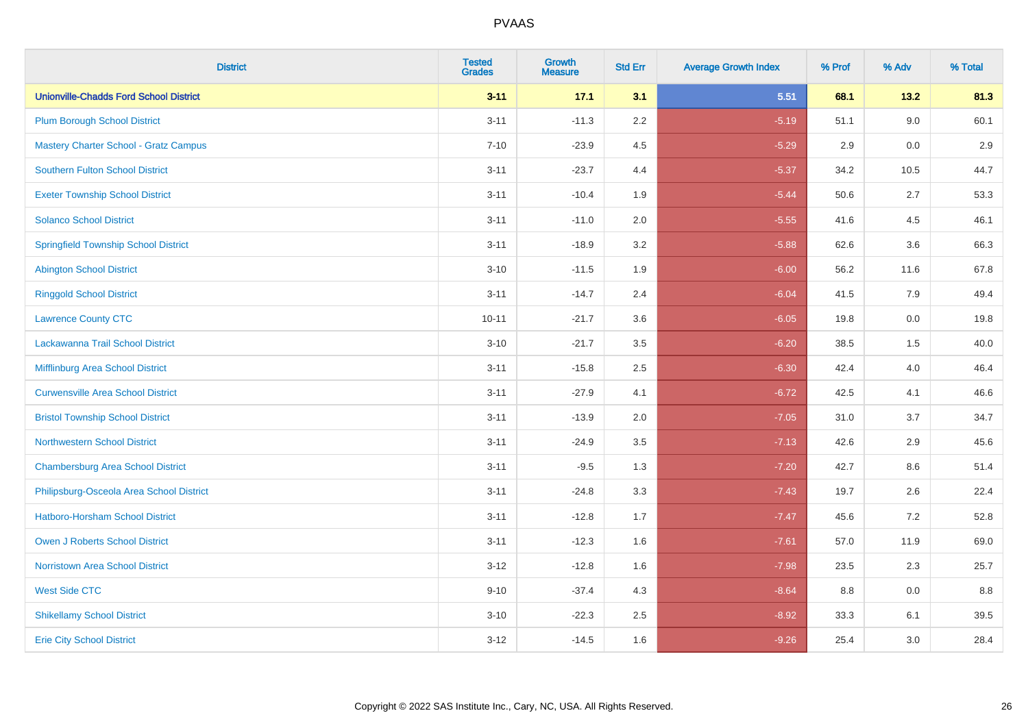# PVAAS

| District | Tested Grades | Growth Measure | Std Err | Average Growth Index | % Prof | % Adv | % Total |
|---|---|---|---|---|---|---|---|
| **Unionville-Chadds Ford School District** | **3-11** | **17.1** | **3.1** | **5.51** | **68.1** | **13.2** | **81.3** |
| Plum Borough School District | 3-11 | -11.3 | 2.2 | -5.19 | 51.1 | 9.0 | 60.1 |
| Mastery Charter School - Gratz Campus | 7-10 | -23.9 | 4.5 | -5.29 | 2.9 | 0.0 | 2.9 |
| Southern Fulton School District | 3-11 | -23.7 | 4.4 | -5.37 | 34.2 | 10.5 | 44.7 |
| Exeter Township School District | 3-11 | -10.4 | 1.9 | -5.44 | 50.6 | 2.7 | 53.3 |
| Solanco School District | 3-11 | -11.0 | 2.0 | -5.55 | 41.6 | 4.5 | 46.1 |
| Springfield Township School District | 3-11 | -18.9 | 3.2 | -5.88 | 62.6 | 3.6 | 66.3 |
| Abington School District | 3-10 | -11.5 | 1.9 | -6.00 | 56.2 | 11.6 | 67.8 |
| Ringgold School District | 3-11 | -14.7 | 2.4 | -6.04 | 41.5 | 7.9 | 49.4 |
| Lawrence County CTC | 10-11 | -21.7 | 3.6 | -6.05 | 19.8 | 0.0 | 19.8 |
| Lackawanna Trail School District | 3-10 | -21.7 | 3.5 | -6.20 | 38.5 | 1.5 | 40.0 |
| Mifflinburg Area School District | 3-11 | -15.8 | 2.5 | -6.30 | 42.4 | 4.0 | 46.4 |
| Curwensville Area School District | 3-11 | -27.9 | 4.1 | -6.72 | 42.5 | 4.1 | 46.6 |
| Bristol Township School District | 3-11 | -13.9 | 2.0 | -7.05 | 31.0 | 3.7 | 34.7 |
| Northwestern School District | 3-11 | -24.9 | 3.5 | -7.13 | 42.6 | 2.9 | 45.6 |
| Chambersburg Area School District | 3-11 | -9.5 | 1.3 | -7.20 | 42.7 | 8.6 | 51.4 |
| Philipsburg-Osceola Area School District | 3-11 | -24.8 | 3.3 | -7.43 | 19.7 | 2.6 | 22.4 |
| Hatboro-Horsham School District | 3-11 | -12.8 | 1.7 | -7.47 | 45.6 | 7.2 | 52.8 |
| Owen J Roberts School District | 3-11 | -12.3 | 1.6 | -7.61 | 57.0 | 11.9 | 69.0 |
| Norristown Area School District | 3-12 | -12.8 | 1.6 | -7.98 | 23.5 | 2.3 | 25.7 |
| West Side CTC | 9-10 | -37.4 | 4.3 | -8.64 | 8.8 | 0.0 | 8.8 |
| Shikellamy School District | 3-10 | -22.3 | 2.5 | -8.92 | 33.3 | 6.1 | 39.5 |
| Erie City School District | 3-12 | -14.5 | 1.6 | -9.26 | 25.4 | 3.0 | 28.4 |

Copyright © 2022 SAS Institute Inc., Cary, NC, USA. All Rights Reserved.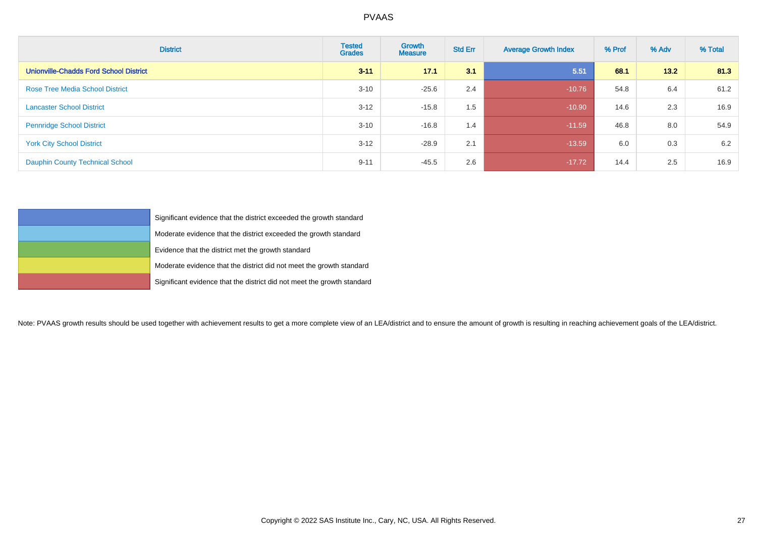# PVAAS

| District | Tested Grades | Growth Measure | Std Err | Average Growth Index | % Prof | % Adv | % Total |
|---|---|---|---|---|---|---|---|
| **Unionville-Chadds Ford School District** | **3-11** | **17.1** | **3.1** | **5.51** | **68.1** | **13.2** | **81.3** |
| Rose Tree Media School District | 3-10 | -25.6 | 2.4 | -10.76 | 54.8 | 6.4 | 61.2 |
| Lancaster School District | 3-12 | -15.8 | 1.5 | -10.90 | 14.6 | 2.3 | 16.9 |
| Pennridge School District | 3-10 | -16.8 | 1.4 | -11.59 | 46.8 | 8.0 | 54.9 |
| York City School District | 3-12 | -28.9 | 2.1 | -13.59 | 6.0 | 0.3 | 6.2 |
| Dauphin County Technical School | 9-11 | -45.5 | 2.6 | -17.72 | 14.4 | 2.5 | 16.9 |

Significant evidence that the district exceeded the growth standard

Moderate evidence that the district exceeded the growth standard

Evidence that the district met the growth standard

Moderate evidence that the district did not meet the growth standard

Significant evidence that the district did not meet the growth standard

Note: PVAAS growth results should be used together with achievement results to get a more complete view of an LEA/district and to ensure the amount of growth is resulting in reaching achievement goals of the LEA/district.

Copyright © 2022 SAS Institute Inc., Cary, NC, USA. All Rights Reserved.